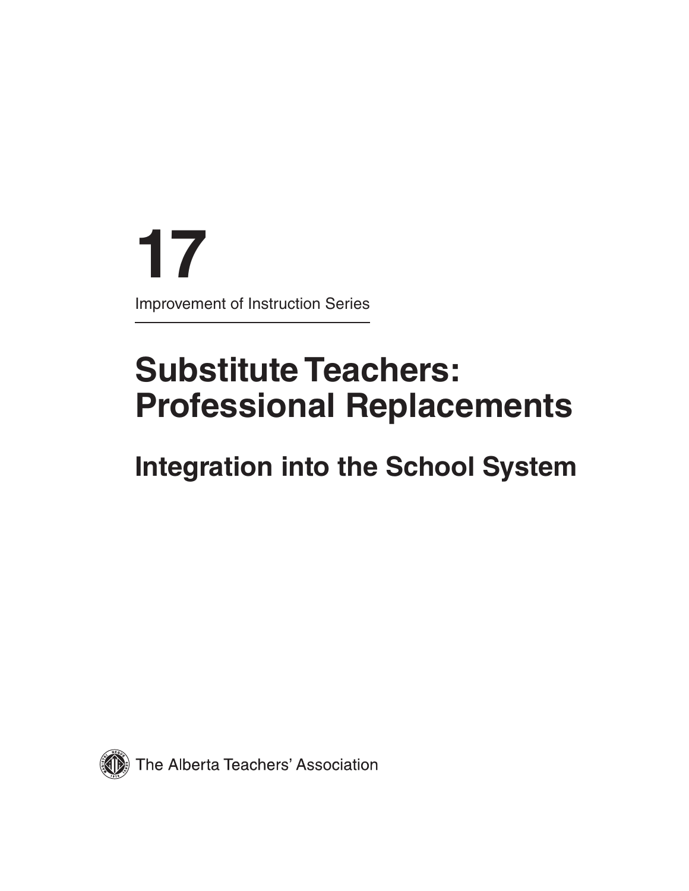# 17

Improvement of Instruction Series

# Substitute Teachers: Professional Replacements

## Integration into the School System

The Alberta Teachers' Association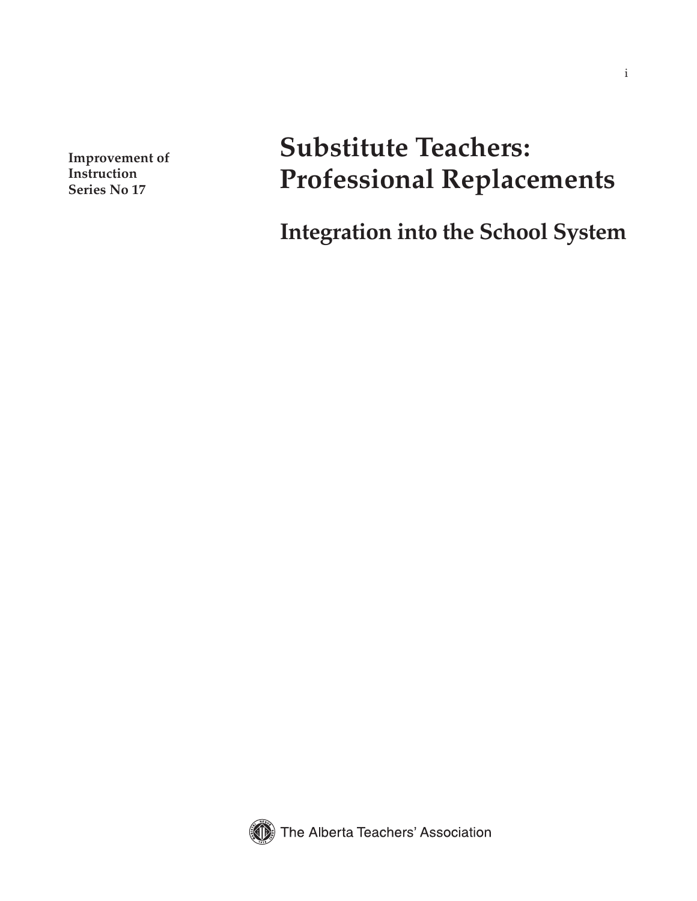**Improvement of Instruction Series No 17**

# Substitute Teachers: Professional Replacements

## Integration into the School System

The Alberta Teachers' Association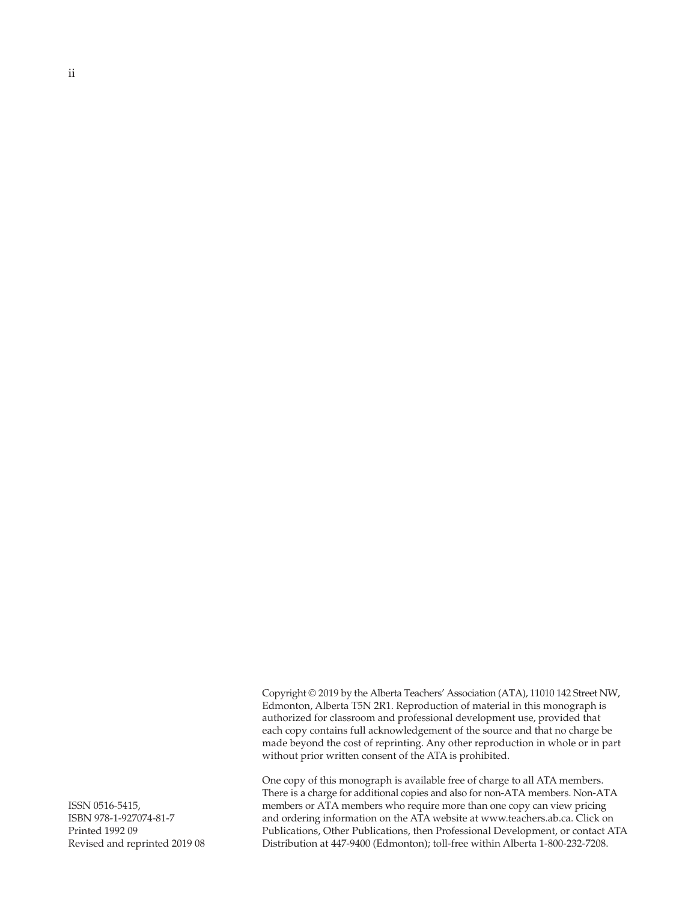Copyright © 2019 by the Alberta Teachers' Association (ATA), 11010 142 Street NW, Edmonton, Alberta T5N 2R1. Reproduction of material in this monograph is authorized for classroom and professional development use, provided that each copy contains full acknowledgement of the source and that no charge be made beyond the cost of reprinting. Any other reproduction in whole or in part without prior written consent of the ATA is prohibited.

One copy of this monograph is available free of charge to all ATA members. There is a charge for additional copies and also for non-ATA members. Non-ATA members or ATA members who require more than one copy can view pricing and ordering information on the ATA website at www.teachers.ab.ca. Click on Publications, Other Publications, then Professional Development, or contact ATA Distribution at 447-9400 (Edmonton); toll-free within Alberta 1-800-232-7208.

ISSN 0516-5415,
ISBN 978-1-927074-81-7
Printed 1992 09
Revised and reprinted 2019 08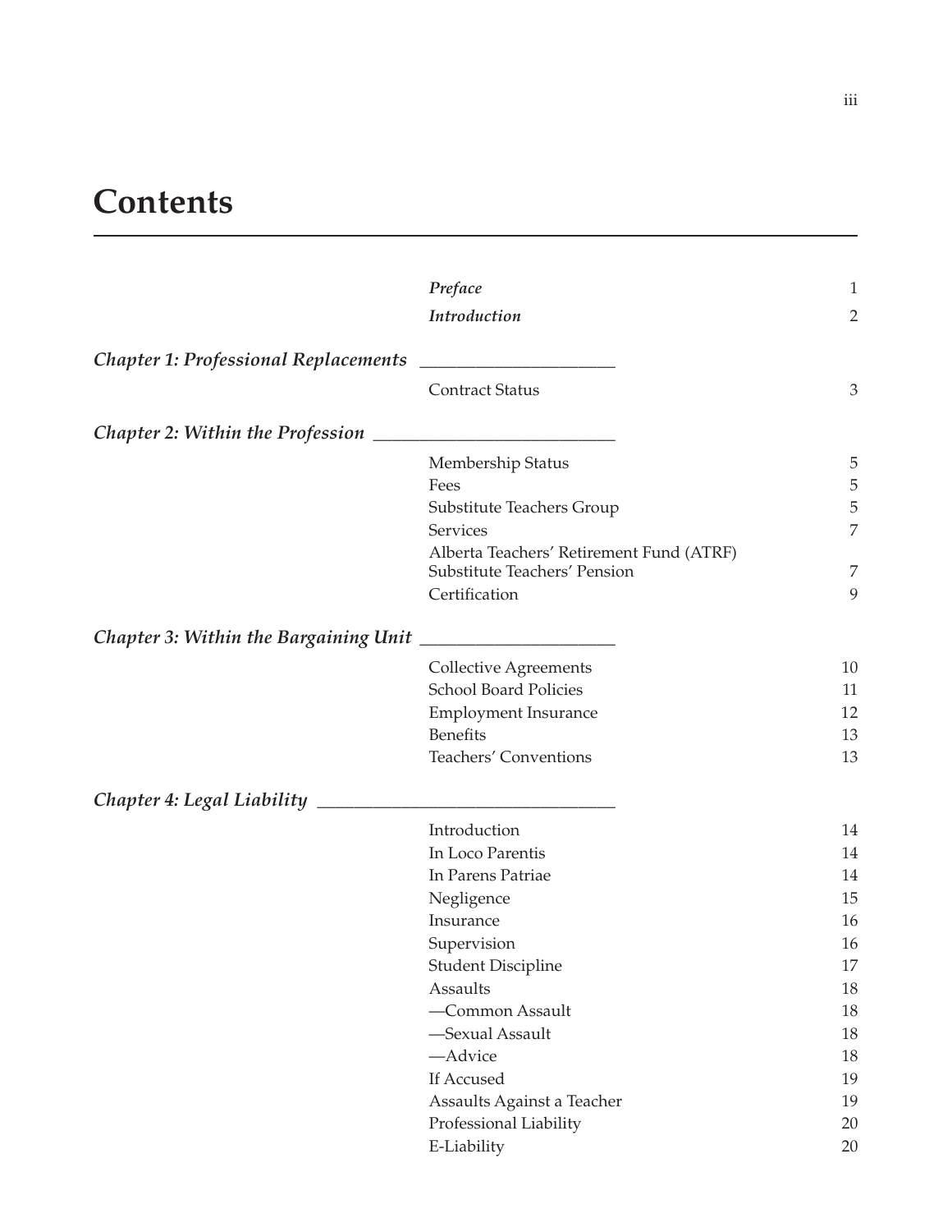# Contents

| | | |
|---|---|---|
| | *Preface* | 1 |
| | *Introduction* | 2 |
| ***Chapter 1: Professional Replacements*** | | |
| | Contract Status | 3 |
| ***Chapter 2: Within the Profession*** | | |
| | Membership Status | 5 |
| | Fees | 5 |
| | Substitute Teachers Group | 5 |
| | Services | 7 |
| | Alberta Teachers' Retirement Fund (ATRF) Substitute Teachers' Pension | 7 |
| | Certification | 9 |
| ***Chapter 3: Within the Bargaining Unit*** | | |
| | Collective Agreements | 10 |
| | School Board Policies | 11 |
| | Employment Insurance | 12 |
| | Benefits | 13 |
| | Teachers' Conventions | 13 |
| ***Chapter 4: Legal Liability*** | | |
| | Introduction | 14 |
| | In Loco Parentis | 14 |
| | In Parens Patriae | 14 |
| | Negligence | 15 |
| | Insurance | 16 |
| | Supervision | 16 |
| | Student Discipline | 17 |
| | Assaults | 18 |
| | —Common Assault | 18 |
| | —Sexual Assault | 18 |
| | —Advice | 18 |
| | If Accused | 19 |
| | Assaults Against a Teacher | 19 |
| | Professional Liability | 20 |
| | E-Liability | 20 |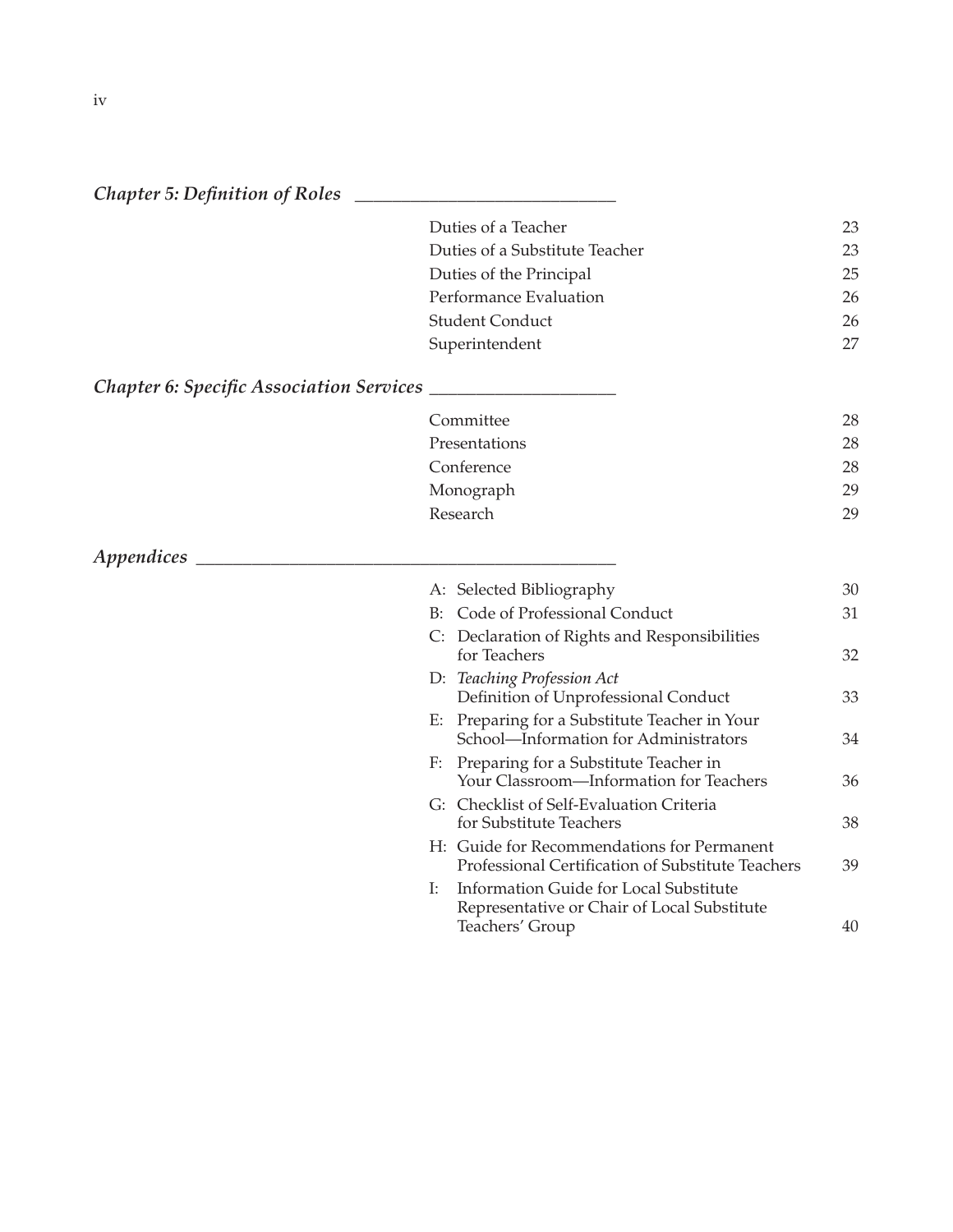*Chapter 5: Definition of Roles*

| | |
|---|---|
| Duties of a Teacher | 23 |
| Duties of a Substitute Teacher | 23 |
| Duties of the Principal | 25 |
| Performance Evaluation | 26 |
| Student Conduct | 26 |
| Superintendent | 27 |

*Chapter 6: Specific Association Services*

| | |
|---|---|
| Committee | 28 |
| Presentations | 28 |
| Conference | 28 |
| Monograph | 29 |
| Research | 29 |

*Appendices*

| | |
|---|---|
| A: Selected Bibliography | 30 |
| B: Code of Professional Conduct | 31 |
| C: Declaration of Rights and Responsibilities for Teachers | 32 |
| D: *Teaching Profession Act* Definition of Unprofessional Conduct | 33 |
| E: Preparing for a Substitute Teacher in Your School—Information for Administrators | 34 |
| F: Preparing for a Substitute Teacher in Your Classroom—Information for Teachers | 36 |
| G: Checklist of Self-Evaluation Criteria for Substitute Teachers | 38 |
| H: Guide for Recommendations for Permanent Professional Certification of Substitute Teachers | 39 |
| I: Information Guide for Local Substitute Representative or Chair of Local Substitute Teachers' Group | 40 |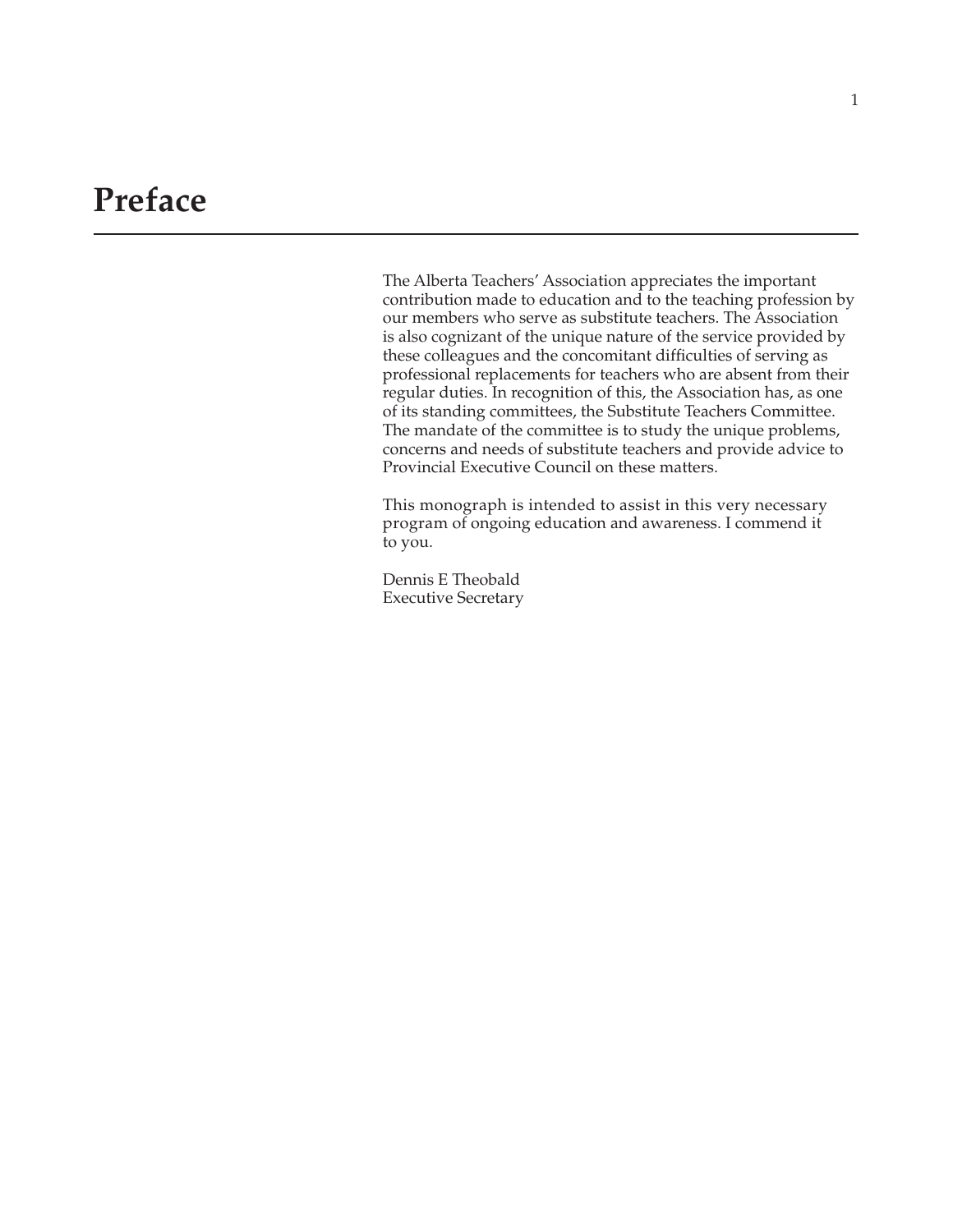# Preface

The Alberta Teachers' Association appreciates the important contribution made to education and to the teaching profession by our members who serve as substitute teachers. The Association is also cognizant of the unique nature of the service provided by these colleagues and the concomitant difficulties of serving as professional replacements for teachers who are absent from their regular duties. In recognition of this, the Association has, as one of its standing committees, the Substitute Teachers Committee. The mandate of the committee is to study the unique problems, concerns and needs of substitute teachers and provide advice to Provincial Executive Council on these matters.

This monograph is intended to assist in this very necessary program of ongoing education and awareness. I commend it to you.

Dennis E Theobald
Executive Secretary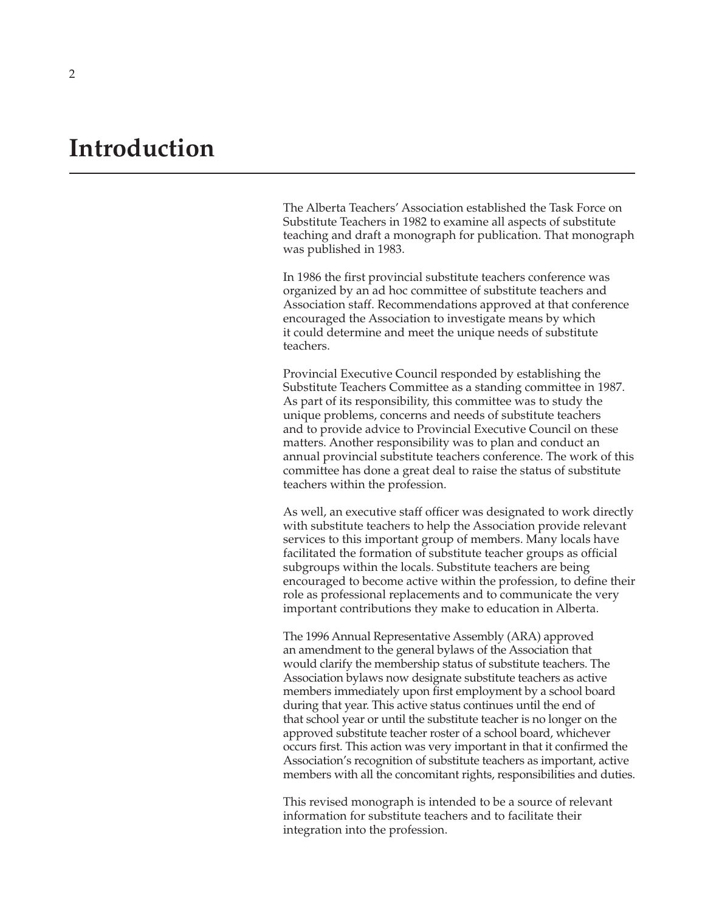# Introduction

The Alberta Teachers' Association established the Task Force on Substitute Teachers in 1982 to examine all aspects of substitute teaching and draft a monograph for publication. That monograph was published in 1983.

In 1986 the first provincial substitute teachers conference was organized by an ad hoc committee of substitute teachers and Association staff. Recommendations approved at that conference encouraged the Association to investigate means by which it could determine and meet the unique needs of substitute teachers.

Provincial Executive Council responded by establishing the Substitute Teachers Committee as a standing committee in 1987. As part of its responsibility, this committee was to study the unique problems, concerns and needs of substitute teachers and to provide advice to Provincial Executive Council on these matters. Another responsibility was to plan and conduct an annual provincial substitute teachers conference. The work of this committee has done a great deal to raise the status of substitute teachers within the profession.

As well, an executive staff officer was designated to work directly with substitute teachers to help the Association provide relevant services to this important group of members. Many locals have facilitated the formation of substitute teacher groups as official subgroups within the locals. Substitute teachers are being encouraged to become active within the profession, to define their role as professional replacements and to communicate the very important contributions they make to education in Alberta.

The 1996 Annual Representative Assembly (ARA) approved an amendment to the general bylaws of the Association that would clarify the membership status of substitute teachers. The Association bylaws now designate substitute teachers as active members immediately upon first employment by a school board during that year. This active status continues until the end of that school year or until the substitute teacher is no longer on the approved substitute teacher roster of a school board, whichever occurs first. This action was very important in that it confirmed the Association's recognition of substitute teachers as important, active members with all the concomitant rights, responsibilities and duties.

This revised monograph is intended to be a source of relevant information for substitute teachers and to facilitate their integration into the profession.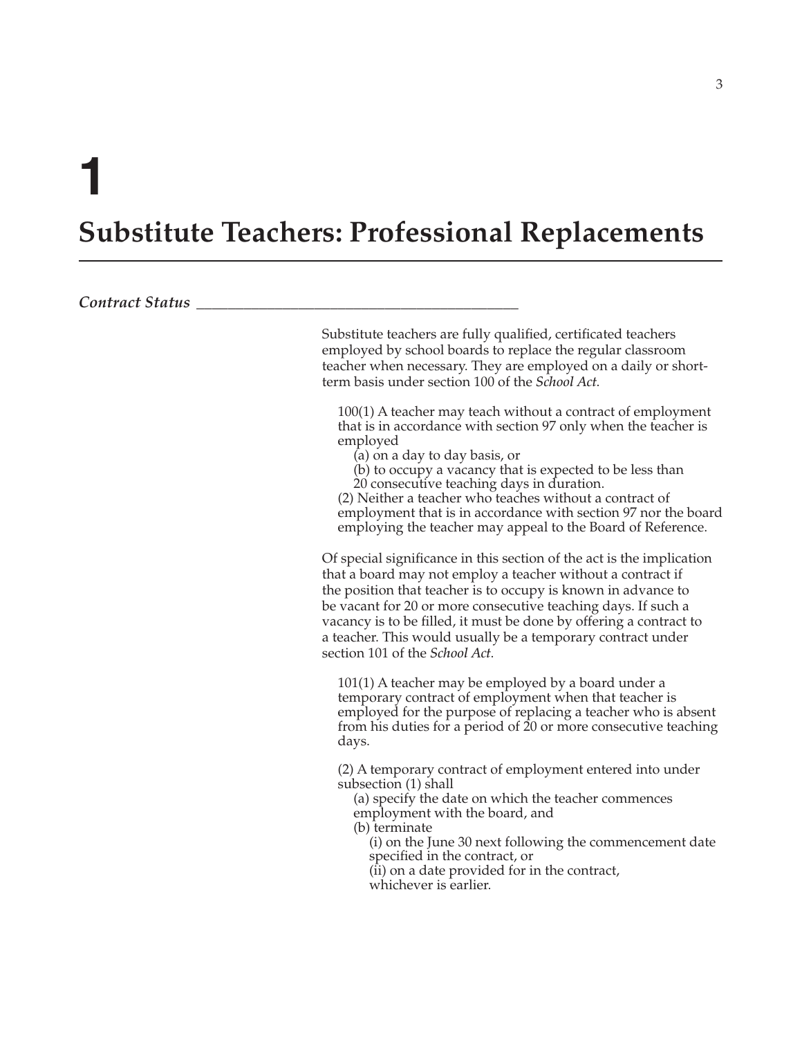# 1

# Substitute Teachers: Professional Replacements

### *Contract Status*

Substitute teachers are fully qualified, certificated teachers employed by school boards to replace the regular classroom teacher when necessary. They are employed on a daily or short-term basis under section 100 of the *School Act*.

> 100(1) A teacher may teach without a contract of employment that is in accordance with section 97 only when the teacher is employed
> (a) on a day to day basis, or
> (b) to occupy a vacancy that is expected to be less than 20 consecutive teaching days in duration.
> (2) Neither a teacher who teaches without a contract of employment that is in accordance with section 97 nor the board employing the teacher may appeal to the Board of Reference.

Of special significance in this section of the act is the implication that a board may not employ a teacher without a contract if the position that teacher is to occupy is known in advance to be vacant for 20 or more consecutive teaching days. If such a vacancy is to be filled, it must be done by offering a contract to a teacher. This would usually be a temporary contract under section 101 of the *School Act*.

> 101(1) A teacher may be employed by a board under a temporary contract of employment when that teacher is employed for the purpose of replacing a teacher who is absent from his duties for a period of 20 or more consecutive teaching days.
>
> (2) A temporary contract of employment entered into under subsection (1) shall
> (a) specify the date on which the teacher commences employment with the board, and
> (b) terminate
> (i) on the June 30 next following the commencement date specified in the contract, or
> (ii) on a date provided for in the contract,
> whichever is earlier.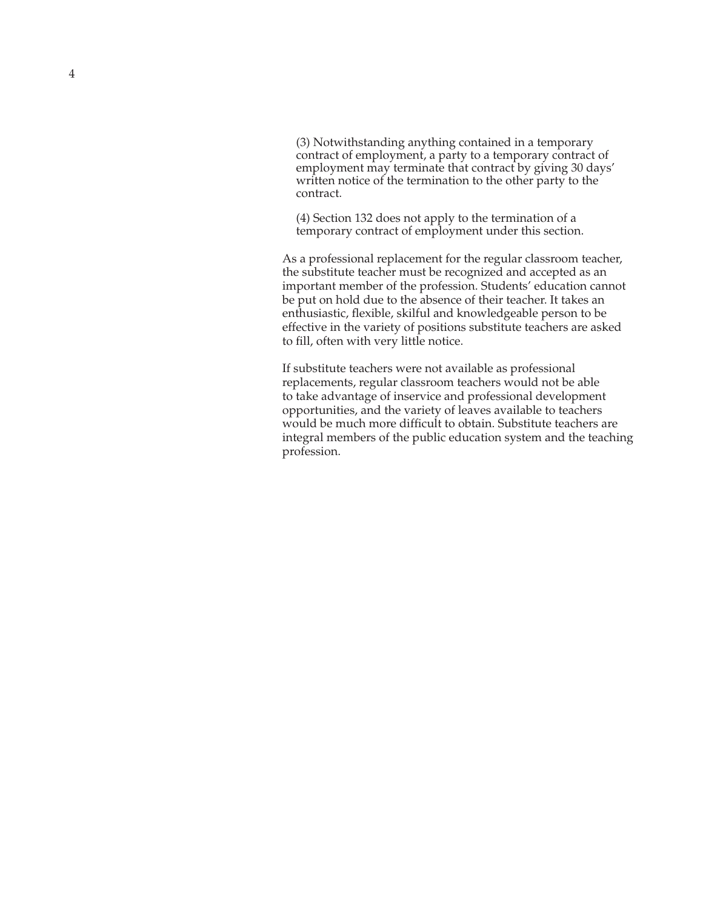(3) Notwithstanding anything contained in a temporary contract of employment, a party to a temporary contract of employment may terminate that contract by giving 30 days' written notice of the termination to the other party to the contract.

(4) Section 132 does not apply to the termination of a temporary contract of employment under this section.

As a professional replacement for the regular classroom teacher, the substitute teacher must be recognized and accepted as an important member of the profession. Students' education cannot be put on hold due to the absence of their teacher. It takes an enthusiastic, flexible, skilful and knowledgeable person to be effective in the variety of positions substitute teachers are asked to fill, often with very little notice.

If substitute teachers were not available as professional replacements, regular classroom teachers would not be able to take advantage of inservice and professional development opportunities, and the variety of leaves available to teachers would be much more difficult to obtain. Substitute teachers are integral members of the public education system and the teaching profession.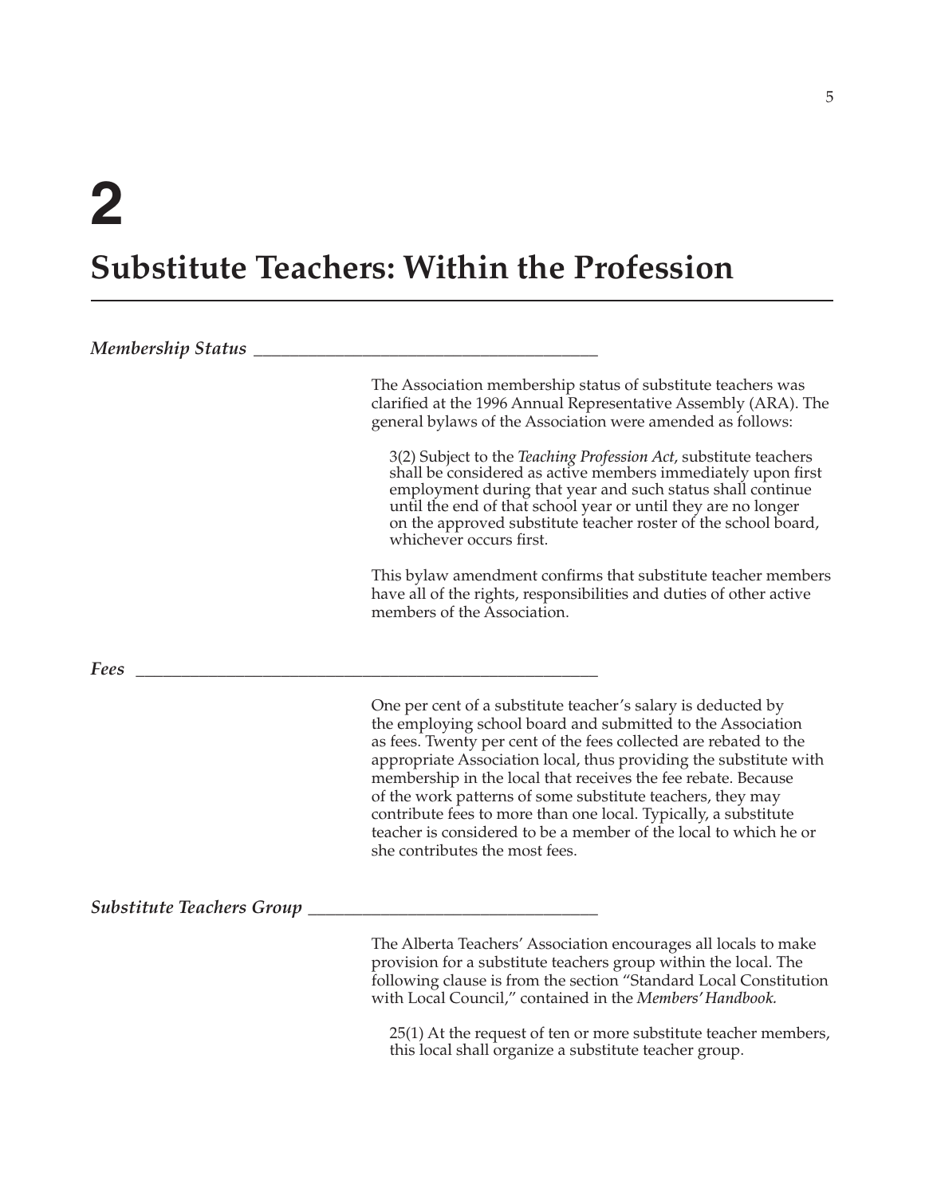# 2

# Substitute Teachers: Within the Profession

### *Membership Status*

The Association membership status of substitute teachers was clarified at the 1996 Annual Representative Assembly (ARA). The general bylaws of the Association were amended as follows:

> 3(2) Subject to the *Teaching Profession Act*, substitute teachers shall be considered as active members immediately upon first employment during that year and such status shall continue until the end of that school year or until they are no longer on the approved substitute teacher roster of the school board, whichever occurs first.

This bylaw amendment confirms that substitute teacher members have all of the rights, responsibilities and duties of other active members of the Association.

### *Fees*

One per cent of a substitute teacher's salary is deducted by the employing school board and submitted to the Association as fees. Twenty per cent of the fees collected are rebated to the appropriate Association local, thus providing the substitute with membership in the local that receives the fee rebate. Because of the work patterns of some substitute teachers, they may contribute fees to more than one local. Typically, a substitute teacher is considered to be a member of the local to which he or she contributes the most fees.

### *Substitute Teachers Group*

The Alberta Teachers' Association encourages all locals to make provision for a substitute teachers group within the local. The following clause is from the section "Standard Local Constitution with Local Council," contained in the *Members' Handbook.*

> 25(1) At the request of ten or more substitute teacher members, this local shall organize a substitute teacher group.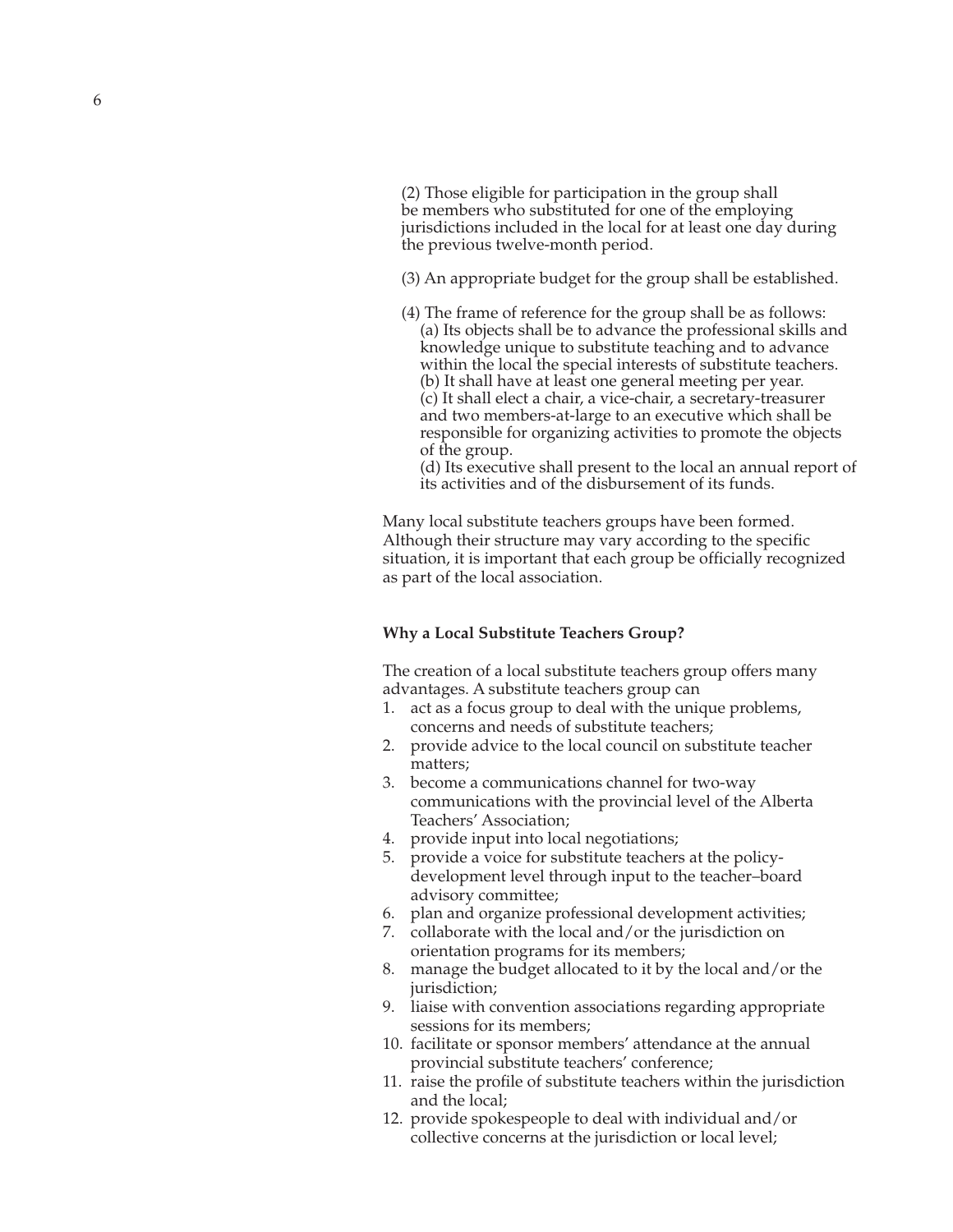(2) Those eligible for participation in the group shall be members who substituted for one of the employing jurisdictions included in the local for at least one day during the previous twelve-month period.

(3) An appropriate budget for the group shall be established.

(4) The frame of reference for the group shall be as follows:
(a) Its objects shall be to advance the professional skills and knowledge unique to substitute teaching and to advance within the local the special interests of substitute teachers.
(b) It shall have at least one general meeting per year.
(c) It shall elect a chair, a vice-chair, a secretary-treasurer and two members-at-large to an executive which shall be responsible for organizing activities to promote the objects of the group.
(d) Its executive shall present to the local an annual report of its activities and of the disbursement of its funds.

Many local substitute teachers groups have been formed. Although their structure may vary according to the specific situation, it is important that each group be officially recognized as part of the local association.

### Why a Local Substitute Teachers Group?

The creation of a local substitute teachers group offers many advantages. A substitute teachers group can

1. act as a focus group to deal with the unique problems, concerns and needs of substitute teachers;
2. provide advice to the local council on substitute teacher matters;
3. become a communications channel for two-way communications with the provincial level of the Alberta Teachers' Association;
4. provide input into local negotiations;
5. provide a voice for substitute teachers at the policy-development level through input to the teacher–board advisory committee;
6. plan and organize professional development activities;
7. collaborate with the local and/or the jurisdiction on orientation programs for its members;
8. manage the budget allocated to it by the local and/or the jurisdiction;
9. liaise with convention associations regarding appropriate sessions for its members;
10. facilitate or sponsor members' attendance at the annual provincial substitute teachers' conference;
11. raise the profile of substitute teachers within the jurisdiction and the local;
12. provide spokespeople to deal with individual and/or collective concerns at the jurisdiction or local level;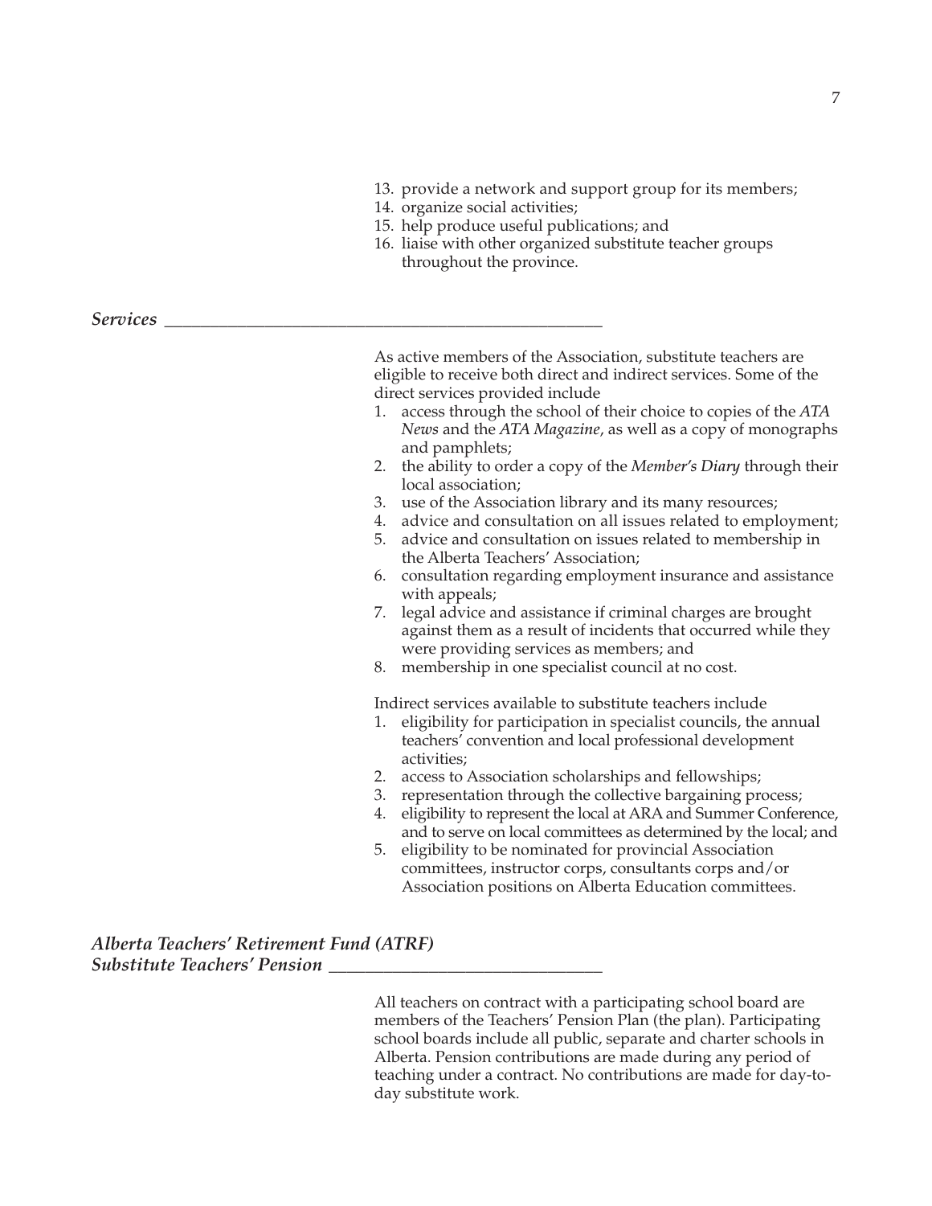13. provide a network and support group for its members;
14. organize social activities;
15. help produce useful publications; and
16. liaise with other organized substitute teacher groups throughout the province.

### *Services*

As active members of the Association, substitute teachers are eligible to receive both direct and indirect services. Some of the direct services provided include

1. access through the school of their choice to copies of the *ATA News* and the *ATA Magazine*, as well as a copy of monographs and pamphlets;
2. the ability to order a copy of the *Member's Diary* through their local association;
3. use of the Association library and its many resources;
4. advice and consultation on all issues related to employment;
5. advice and consultation on issues related to membership in the Alberta Teachers' Association;
6. consultation regarding employment insurance and assistance with appeals;
7. legal advice and assistance if criminal charges are brought against them as a result of incidents that occurred while they were providing services as members; and
8. membership in one specialist council at no cost.

Indirect services available to substitute teachers include

1. eligibility for participation in specialist councils, the annual teachers' convention and local professional development activities;
2. access to Association scholarships and fellowships;
3. representation through the collective bargaining process;
4. eligibility to represent the local at ARA and Summer Conference, and to serve on local committees as determined by the local; and
5. eligibility to be nominated for provincial Association committees, instructor corps, consultants corps and/or Association positions on Alberta Education committees.

### *Alberta Teachers' Retirement Fund (ATRF) Substitute Teachers' Pension*

All teachers on contract with a participating school board are members of the Teachers' Pension Plan (the plan). Participating school boards include all public, separate and charter schools in Alberta. Pension contributions are made during any period of teaching under a contract. No contributions are made for day-to-day substitute work.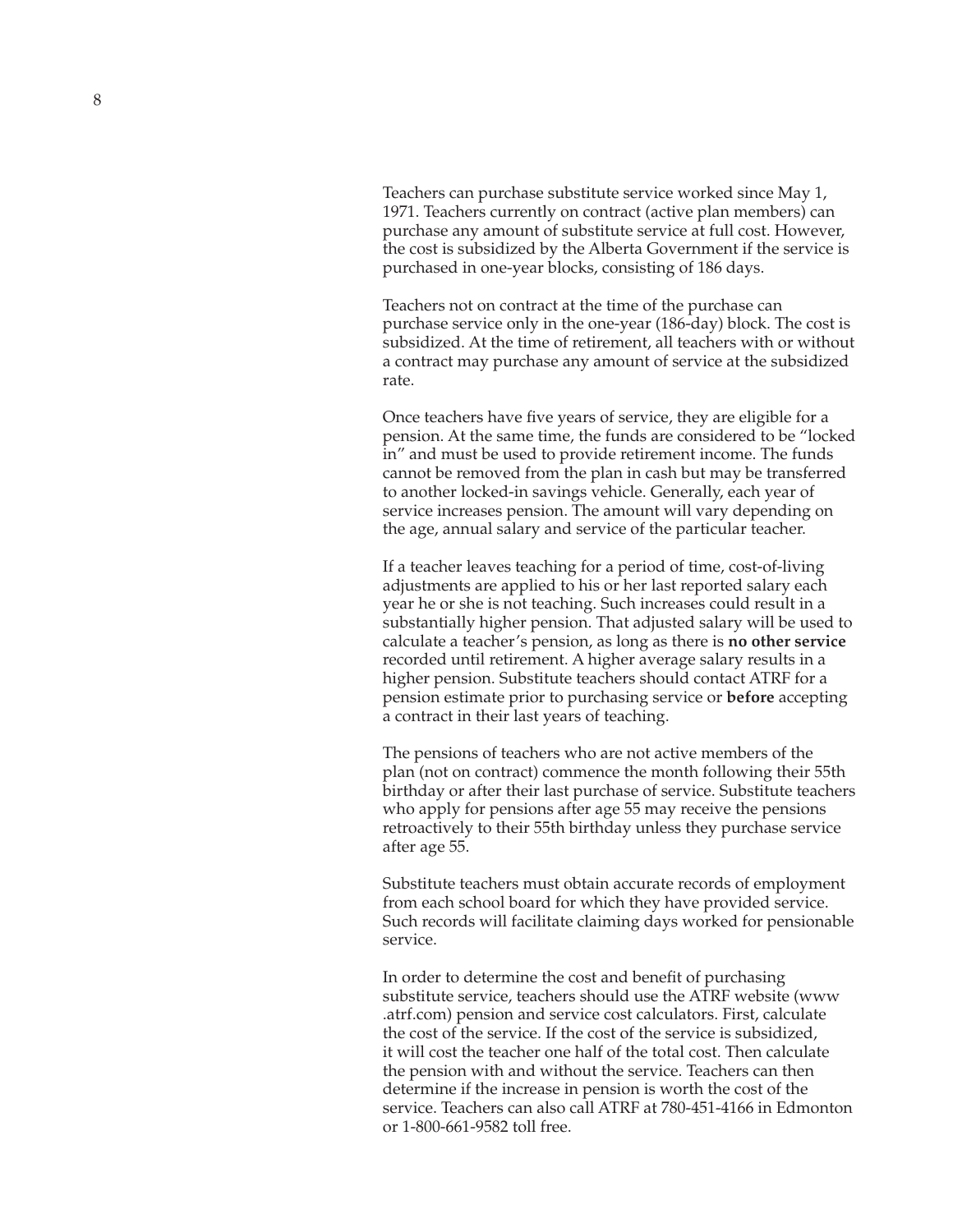Teachers can purchase substitute service worked since May 1, 1971. Teachers currently on contract (active plan members) can purchase any amount of substitute service at full cost. However, the cost is subsidized by the Alberta Government if the service is purchased in one-year blocks, consisting of 186 days.

Teachers not on contract at the time of the purchase can purchase service only in the one-year (186-day) block. The cost is subsidized. At the time of retirement, all teachers with or without a contract may purchase any amount of service at the subsidized rate.

Once teachers have five years of service, they are eligible for a pension. At the same time, the funds are considered to be "locked in" and must be used to provide retirement income. The funds cannot be removed from the plan in cash but may be transferred to another locked-in savings vehicle. Generally, each year of service increases pension. The amount will vary depending on the age, annual salary and service of the particular teacher.

If a teacher leaves teaching for a period of time, cost-of-living adjustments are applied to his or her last reported salary each year he or she is not teaching. Such increases could result in a substantially higher pension. That adjusted salary will be used to calculate a teacher's pension, as long as there is **no other service** recorded until retirement. A higher average salary results in a higher pension. Substitute teachers should contact ATRF for a pension estimate prior to purchasing service or **before** accepting a contract in their last years of teaching.

The pensions of teachers who are not active members of the plan (not on contract) commence the month following their 55th birthday or after their last purchase of service. Substitute teachers who apply for pensions after age 55 may receive the pensions retroactively to their 55th birthday unless they purchase service after age 55.

Substitute teachers must obtain accurate records of employment from each school board for which they have provided service. Such records will facilitate claiming days worked for pensionable service.

In order to determine the cost and benefit of purchasing substitute service, teachers should use the ATRF website (www.atrf.com) pension and service cost calculators. First, calculate the cost of the service. If the cost of the service is subsidized, it will cost the teacher one half of the total cost. Then calculate the pension with and without the service. Teachers can then determine if the increase in pension is worth the cost of the service. Teachers can also call ATRF at 780-451-4166 in Edmonton or 1-800-661-9582 toll free.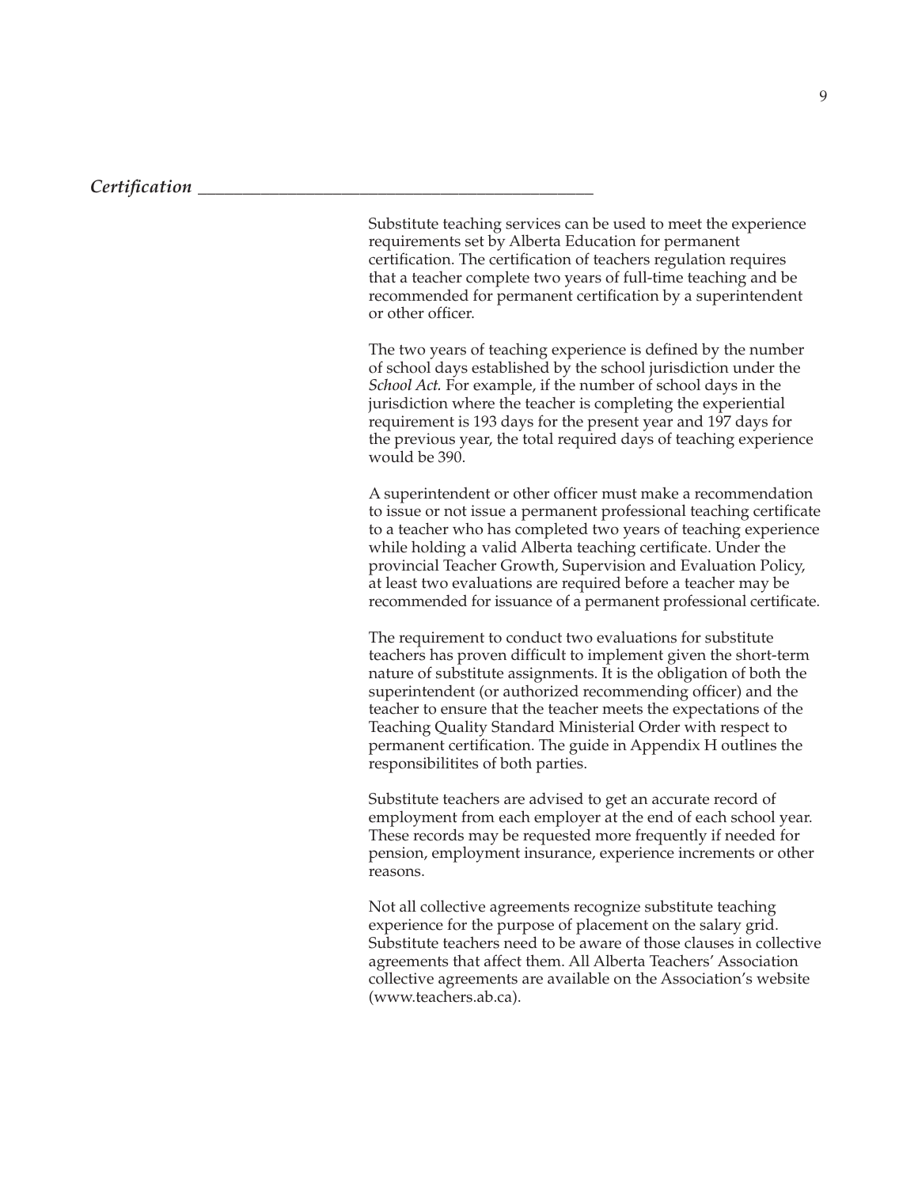## *Certification*

Substitute teaching services can be used to meet the experience requirements set by Alberta Education for permanent certification. The certification of teachers regulation requires that a teacher complete two years of full-time teaching and be recommended for permanent certification by a superintendent or other officer.

The two years of teaching experience is defined by the number of school days established by the school jurisdiction under the *School Act.* For example, if the number of school days in the jurisdiction where the teacher is completing the experiential requirement is 193 days for the present year and 197 days for the previous year, the total required days of teaching experience would be 390.

A superintendent or other officer must make a recommendation to issue or not issue a permanent professional teaching certificate to a teacher who has completed two years of teaching experience while holding a valid Alberta teaching certificate. Under the provincial Teacher Growth, Supervision and Evaluation Policy, at least two evaluations are required before a teacher may be recommended for issuance of a permanent professional certificate.

The requirement to conduct two evaluations for substitute teachers has proven difficult to implement given the short-term nature of substitute assignments. It is the obligation of both the superintendent (or authorized recommending officer) and the teacher to ensure that the teacher meets the expectations of the Teaching Quality Standard Ministerial Order with respect to permanent certification. The guide in Appendix H outlines the responsibilitites of both parties.

Substitute teachers are advised to get an accurate record of employment from each employer at the end of each school year. These records may be requested more frequently if needed for pension, employment insurance, experience increments or other reasons.

Not all collective agreements recognize substitute teaching experience for the purpose of placement on the salary grid. Substitute teachers need to be aware of those clauses in collective agreements that affect them. All Alberta Teachers' Association collective agreements are available on the Association's website (www.teachers.ab.ca).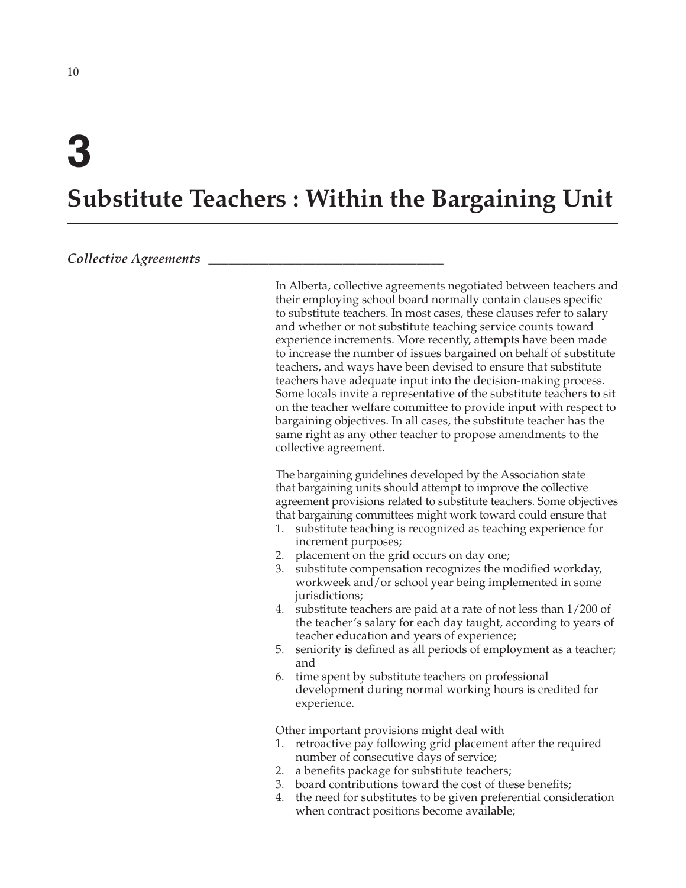// Chapter Title
# 3

# Substitute Teachers : Within the Bargaining Unit

## *Collective Agreements*

In Alberta, collective agreements negotiated between teachers and their employing school board normally contain clauses specific to substitute teachers. In most cases, these clauses refer to salary and whether or not substitute teaching service counts toward experience increments. More recently, attempts have been made to increase the number of issues bargained on behalf of substitute teachers, and ways have been devised to ensure that substitute teachers have adequate input into the decision-making process. Some locals invite a representative of the substitute teachers to sit on the teacher welfare committee to provide input with respect to bargaining objectives. In all cases, the substitute teacher has the same right as any other teacher to propose amendments to the collective agreement.

The bargaining guidelines developed by the Association state that bargaining units should attempt to improve the collective agreement provisions related to substitute teachers. Some objectives that bargaining committees might work toward could ensure that

1. substitute teaching is recognized as teaching experience for increment purposes;
2. placement on the grid occurs on day one;
3. substitute compensation recognizes the modified workday, workweek and/or school year being implemented in some jurisdictions;
4. substitute teachers are paid at a rate of not less than 1/200 of the teacher's salary for each day taught, according to years of teacher education and years of experience;
5. seniority is defined as all periods of employment as a teacher; and
6. time spent by substitute teachers on professional development during normal working hours is credited for experience.

Other important provisions might deal with

1. retroactive pay following grid placement after the required number of consecutive days of service;
2. a benefits package for substitute teachers;
3. board contributions toward the cost of these benefits;
4. the need for substitutes to be given preferential consideration when contract positions become available;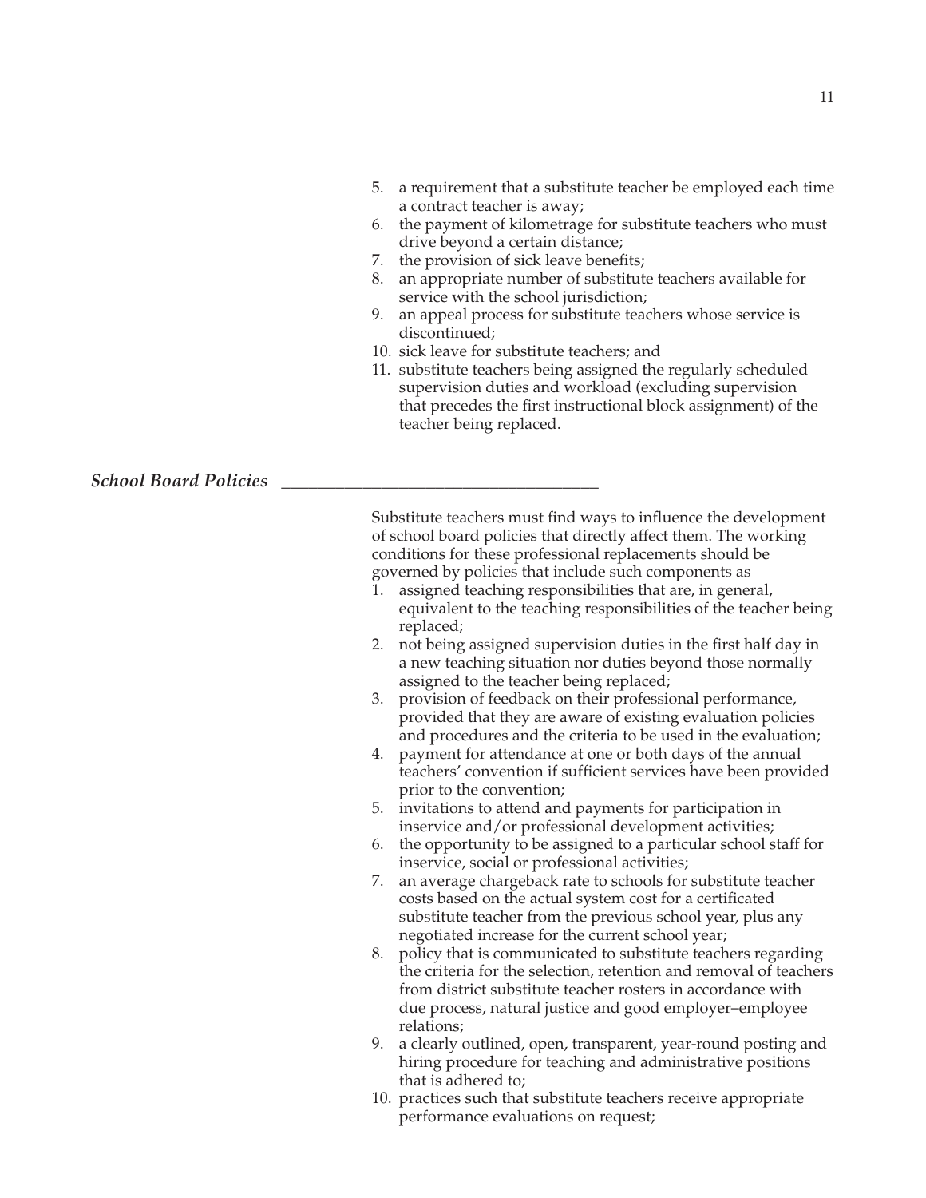5. a requirement that a substitute teacher be employed each time a contract teacher is away;
6. the payment of kilometrage for substitute teachers who must drive beyond a certain distance;
7. the provision of sick leave benefits;
8. an appropriate number of substitute teachers available for service with the school jurisdiction;
9. an appeal process for substitute teachers whose service is discontinued;
10. sick leave for substitute teachers; and
11. substitute teachers being assigned the regularly scheduled supervision duties and workload (excluding supervision that precedes the first instructional block assignment) of the teacher being replaced.

### *School Board Policies*

Substitute teachers must find ways to influence the development of school board policies that directly affect them. The working conditions for these professional replacements should be governed by policies that include such components as

1. assigned teaching responsibilities that are, in general, equivalent to the teaching responsibilities of the teacher being replaced;
2. not being assigned supervision duties in the first half day in a new teaching situation nor duties beyond those normally assigned to the teacher being replaced;
3. provision of feedback on their professional performance, provided that they are aware of existing evaluation policies and procedures and the criteria to be used in the evaluation;
4. payment for attendance at one or both days of the annual teachers' convention if sufficient services have been provided prior to the convention;
5. invitations to attend and payments for participation in inservice and/or professional development activities;
6. the opportunity to be assigned to a particular school staff for inservice, social or professional activities;
7. an average chargeback rate to schools for substitute teacher costs based on the actual system cost for a certificated substitute teacher from the previous school year, plus any negotiated increase for the current school year;
8. policy that is communicated to substitute teachers regarding the criteria for the selection, retention and removal of teachers from district substitute teacher rosters in accordance with due process, natural justice and good employer–employee relations;
9. a clearly outlined, open, transparent, year-round posting and hiring procedure for teaching and administrative positions that is adhered to;
10. practices such that substitute teachers receive appropriate performance evaluations on request;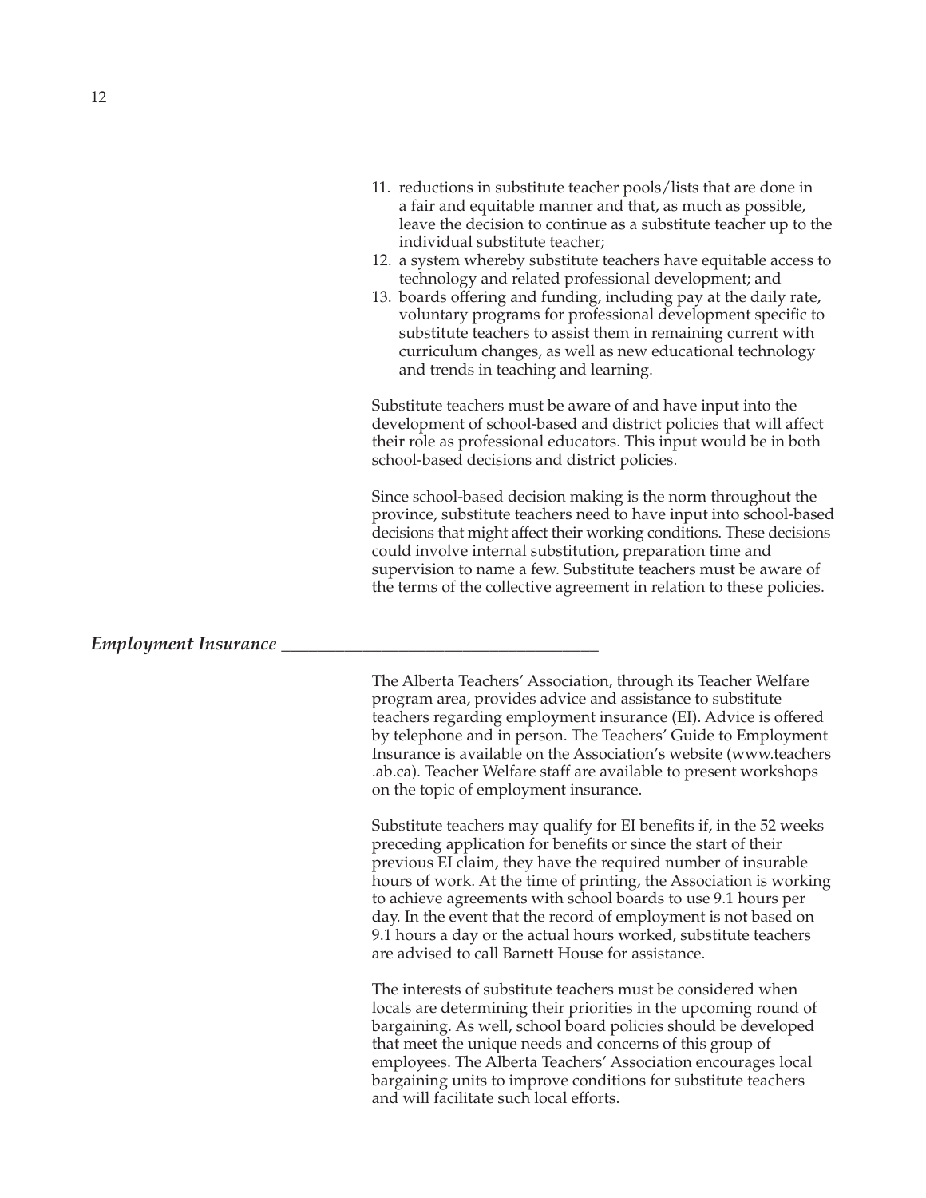11. reductions in substitute teacher pools/lists that are done in a fair and equitable manner and that, as much as possible, leave the decision to continue as a substitute teacher up to the individual substitute teacher;
12. a system whereby substitute teachers have equitable access to technology and related professional development; and
13. boards offering and funding, including pay at the daily rate, voluntary programs for professional development specific to substitute teachers to assist them in remaining current with curriculum changes, as well as new educational technology and trends in teaching and learning.

Substitute teachers must be aware of and have input into the development of school-based and district policies that will affect their role as professional educators. This input would be in both school-based decisions and district policies.

Since school-based decision making is the norm throughout the province, substitute teachers need to have input into school-based decisions that might affect their working conditions. These decisions could involve internal substitution, preparation time and supervision to name a few. Substitute teachers must be aware of the terms of the collective agreement in relation to these policies.

## *Employment Insurance*

The Alberta Teachers' Association, through its Teacher Welfare program area, provides advice and assistance to substitute teachers regarding employment insurance (EI). Advice is offered by telephone and in person. The Teachers' Guide to Employment Insurance is available on the Association's website (www.teachers.ab.ca). Teacher Welfare staff are available to present workshops on the topic of employment insurance.

Substitute teachers may qualify for EI benefits if, in the 52 weeks preceding application for benefits or since the start of their previous EI claim, they have the required number of insurable hours of work. At the time of printing, the Association is working to achieve agreements with school boards to use 9.1 hours per day. In the event that the record of employment is not based on 9.1 hours a day or the actual hours worked, substitute teachers are advised to call Barnett House for assistance.

The interests of substitute teachers must be considered when locals are determining their priorities in the upcoming round of bargaining. As well, school board policies should be developed that meet the unique needs and concerns of this group of employees. The Alberta Teachers' Association encourages local bargaining units to improve conditions for substitute teachers and will facilitate such local efforts.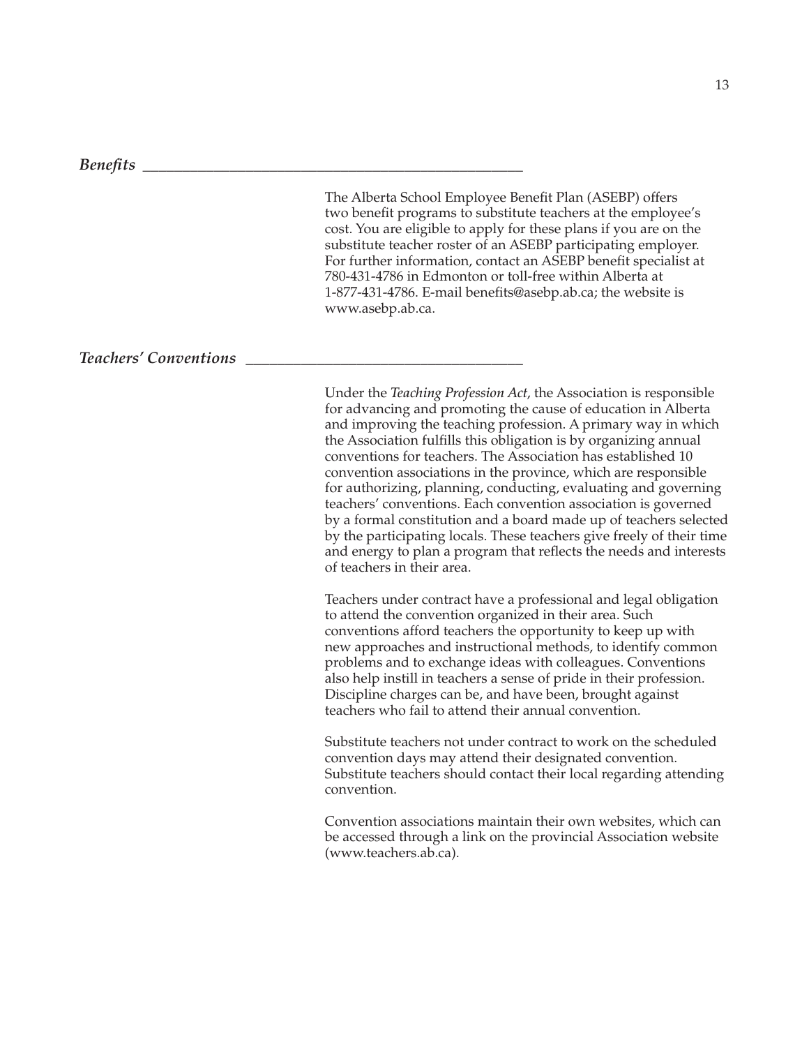### *Benefits*

The Alberta School Employee Benefit Plan (ASEBP) offers two benefit programs to substitute teachers at the employee's cost. You are eligible to apply for these plans if you are on the substitute teacher roster of an ASEBP participating employer. For further information, contact an ASEBP benefit specialist at 780-431-4786 in Edmonton or toll-free within Alberta at 1-877-431-4786. E-mail benefits@asebp.ab.ca; the website is www.asebp.ab.ca.

### *Teachers' Conventions*

Under the *Teaching Profession Act*, the Association is responsible for advancing and promoting the cause of education in Alberta and improving the teaching profession. A primary way in which the Association fulfills this obligation is by organizing annual conventions for teachers. The Association has established 10 convention associations in the province, which are responsible for authorizing, planning, conducting, evaluating and governing teachers' conventions. Each convention association is governed by a formal constitution and a board made up of teachers selected by the participating locals. These teachers give freely of their time and energy to plan a program that reflects the needs and interests of teachers in their area.

Teachers under contract have a professional and legal obligation to attend the convention organized in their area. Such conventions afford teachers the opportunity to keep up with new approaches and instructional methods, to identify common problems and to exchange ideas with colleagues. Conventions also help instill in teachers a sense of pride in their profession. Discipline charges can be, and have been, brought against teachers who fail to attend their annual convention.

Substitute teachers not under contract to work on the scheduled convention days may attend their designated convention. Substitute teachers should contact their local regarding attending convention.

Convention associations maintain their own websites, which can be accessed through a link on the provincial Association website (www.teachers.ab.ca).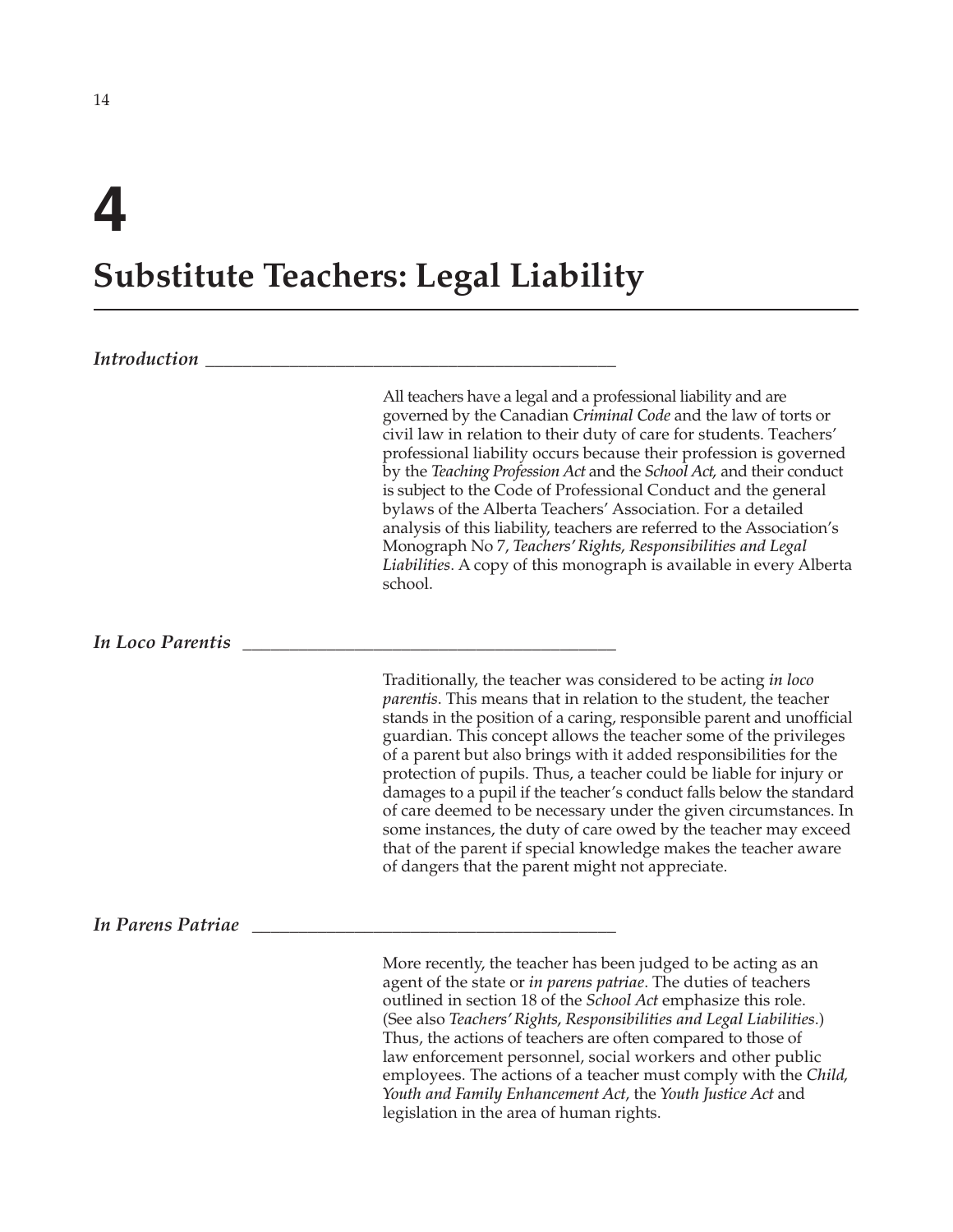# 4

# Substitute Teachers: Legal Liability

### *Introduction*

All teachers have a legal and a professional liability and are governed by the Canadian *Criminal Code* and the law of torts or civil law in relation to their duty of care for students. Teachers' professional liability occurs because their profession is governed by the *Teaching Profession Act* and the *School Act,* and their conduct is subject to the Code of Professional Conduct and the general bylaws of the Alberta Teachers' Association. For a detailed analysis of this liability, teachers are referred to the Association's Monograph No 7, *Teachers' Rights, Responsibilities and Legal Liabilities*. A copy of this monograph is available in every Alberta school.

### *In Loco Parentis*

Traditionally, the teacher was considered to be acting *in loco parentis*. This means that in relation to the student, the teacher stands in the position of a caring, responsible parent and unofficial guardian. This concept allows the teacher some of the privileges of a parent but also brings with it added responsibilities for the protection of pupils. Thus, a teacher could be liable for injury or damages to a pupil if the teacher's conduct falls below the standard of care deemed to be necessary under the given circumstances. In some instances, the duty of care owed by the teacher may exceed that of the parent if special knowledge makes the teacher aware of dangers that the parent might not appreciate.

### *In Parens Patriae*

More recently, the teacher has been judged to be acting as an agent of the state or *in parens patriae*. The duties of teachers outlined in section 18 of the *School Act* emphasize this role. (See also *Teachers' Rights, Responsibilities and Legal Liabilities*.) Thus, the actions of teachers are often compared to those of law enforcement personnel, social workers and other public employees. The actions of a teacher must comply with the *Child, Youth and Family Enhancement Act*, the *Youth Justice Act* and legislation in the area of human rights.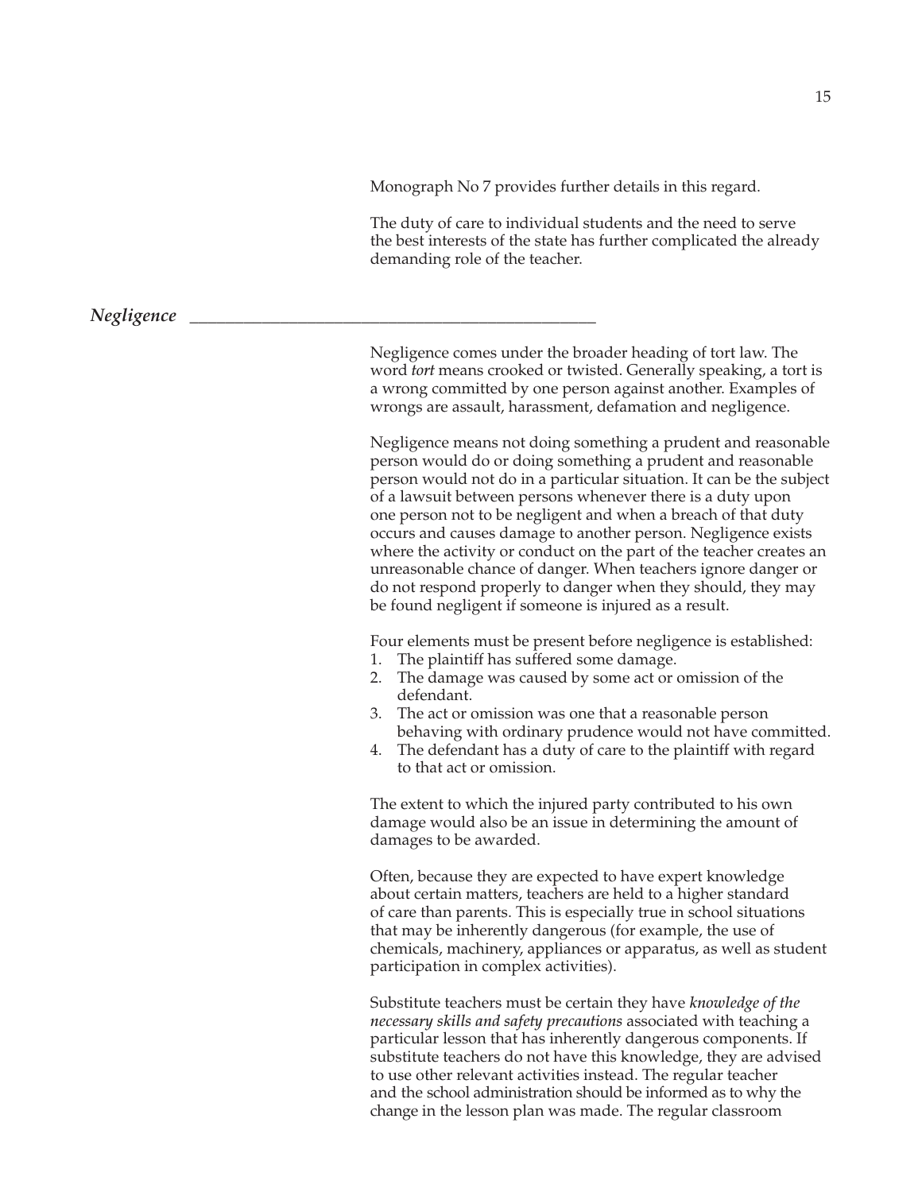Monograph No 7 provides further details in this regard.

The duty of care to individual students and the need to serve the best interests of the state has further complicated the already demanding role of the teacher.

## *Negligence*

Negligence comes under the broader heading of tort law. The word *tort* means crooked or twisted. Generally speaking, a tort is a wrong committed by one person against another. Examples of wrongs are assault, harassment, defamation and negligence.

Negligence means not doing something a prudent and reasonable person would do or doing something a prudent and reasonable person would not do in a particular situation. It can be the subject of a lawsuit between persons whenever there is a duty upon one person not to be negligent and when a breach of that duty occurs and causes damage to another person. Negligence exists where the activity or conduct on the part of the teacher creates an unreasonable chance of danger. When teachers ignore danger or do not respond properly to danger when they should, they may be found negligent if someone is injured as a result.

Four elements must be present before negligence is established:

1. The plaintiff has suffered some damage.
2. The damage was caused by some act or omission of the defendant.
3. The act or omission was one that a reasonable person behaving with ordinary prudence would not have committed.
4. The defendant has a duty of care to the plaintiff with regard to that act or omission.

The extent to which the injured party contributed to his own damage would also be an issue in determining the amount of damages to be awarded.

Often, because they are expected to have expert knowledge about certain matters, teachers are held to a higher standard of care than parents. This is especially true in school situations that may be inherently dangerous (for example, the use of chemicals, machinery, appliances or apparatus, as well as student participation in complex activities).

Substitute teachers must be certain they have *knowledge of the necessary skills and safety precautions* associated with teaching a particular lesson that has inherently dangerous components. If substitute teachers do not have this knowledge, they are advised to use other relevant activities instead. The regular teacher and the school administration should be informed as to why the change in the lesson plan was made. The regular classroom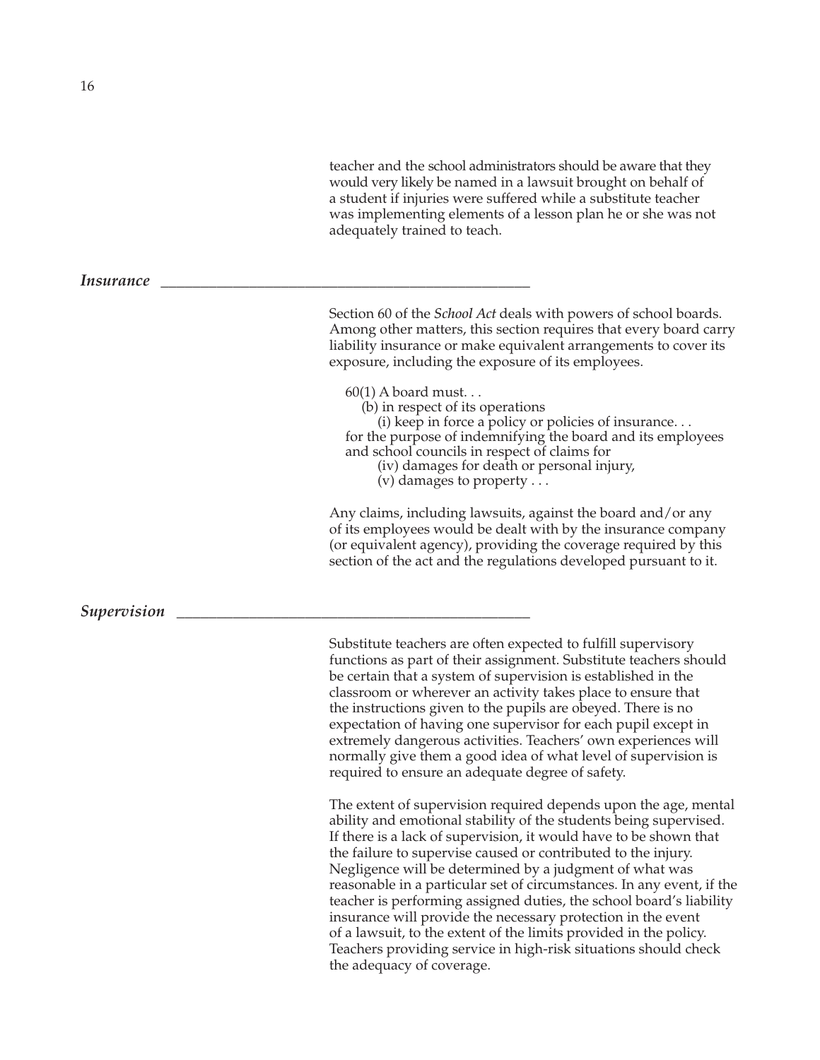teacher and the school administrators should be aware that they would very likely be named in a lawsuit brought on behalf of a student if injuries were suffered while a substitute teacher was implementing elements of a lesson plan he or she was not adequately trained to teach.

### *Insurance*

Section 60 of the *School Act* deals with powers of school boards. Among other matters, this section requires that every board carry liability insurance or make equivalent arrangements to cover its exposure, including the exposure of its employees.

> 60(1) A board must. . .
>   (b) in respect of its operations
>     (i) keep in force a policy or policies of insurance. . .
> for the purpose of indemnifying the board and its employees and school councils in respect of claims for
>     (iv) damages for death or personal injury,
>     (v) damages to property . . .

Any claims, including lawsuits, against the board and/or any of its employees would be dealt with by the insurance company (or equivalent agency), providing the coverage required by this section of the act and the regulations developed pursuant to it.

### *Supervision*

Substitute teachers are often expected to fulfill supervisory functions as part of their assignment. Substitute teachers should be certain that a system of supervision is established in the classroom or wherever an activity takes place to ensure that the instructions given to the pupils are obeyed. There is no expectation of having one supervisor for each pupil except in extremely dangerous activities. Teachers' own experiences will normally give them a good idea of what level of supervision is required to ensure an adequate degree of safety.

The extent of supervision required depends upon the age, mental ability and emotional stability of the students being supervised. If there is a lack of supervision, it would have to be shown that the failure to supervise caused or contributed to the injury. Negligence will be determined by a judgment of what was reasonable in a particular set of circumstances. In any event, if the teacher is performing assigned duties, the school board's liability insurance will provide the necessary protection in the event of a lawsuit, to the extent of the limits provided in the policy. Teachers providing service in high-risk situations should check the adequacy of coverage.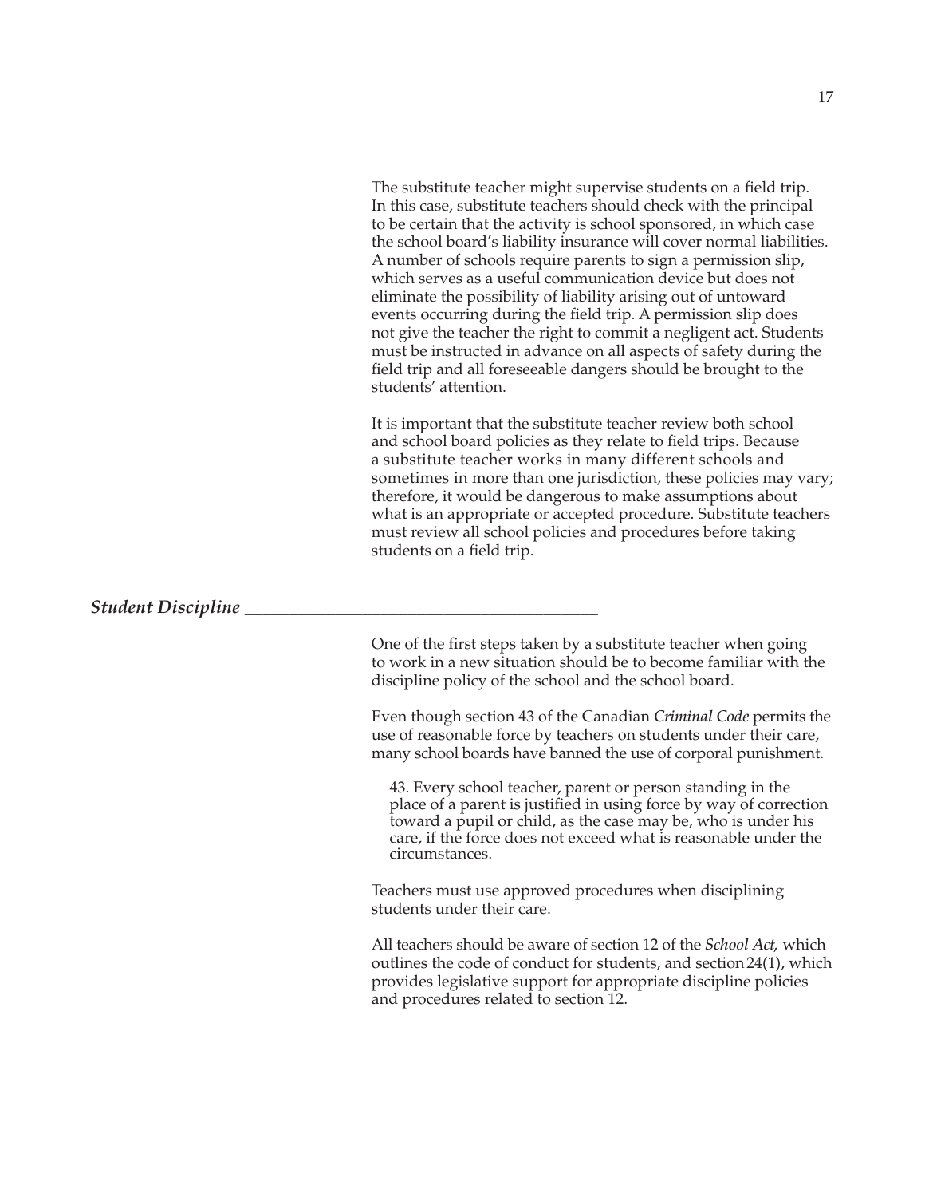The substitute teacher might supervise students on a field trip. In this case, substitute teachers should check with the principal to be certain that the activity is school sponsored, in which case the school board's liability insurance will cover normal liabilities. A number of schools require parents to sign a permission slip, which serves as a useful communication device but does not eliminate the possibility of liability arising out of untoward events occurring during the field trip. A permission slip does not give the teacher the right to commit a negligent act. Students must be instructed in advance on all aspects of safety during the field trip and all foreseeable dangers should be brought to the students' attention.

It is important that the substitute teacher review both school and school board policies as they relate to field trips. Because a substitute teacher works in many different schools and sometimes in more than one jurisdiction, these policies may vary; therefore, it would be dangerous to make assumptions about what is an appropriate or accepted procedure. Substitute teachers must review all school policies and procedures before taking students on a field trip.

### *Student Discipline*

One of the first steps taken by a substitute teacher when going to work in a new situation should be to become familiar with the discipline policy of the school and the school board.

Even though section 43 of the Canadian *Criminal Code* permits the use of reasonable force by teachers on students under their care, many school boards have banned the use of corporal punishment.

> 43. Every school teacher, parent or person standing in the place of a parent is justified in using force by way of correction toward a pupil or child, as the case may be, who is under his care, if the force does not exceed what is reasonable under the circumstances.

Teachers must use approved procedures when disciplining students under their care.

All teachers should be aware of section 12 of the *School Act,* which outlines the code of conduct for students, and section 24(1), which provides legislative support for appropriate discipline policies and procedures related to section 12.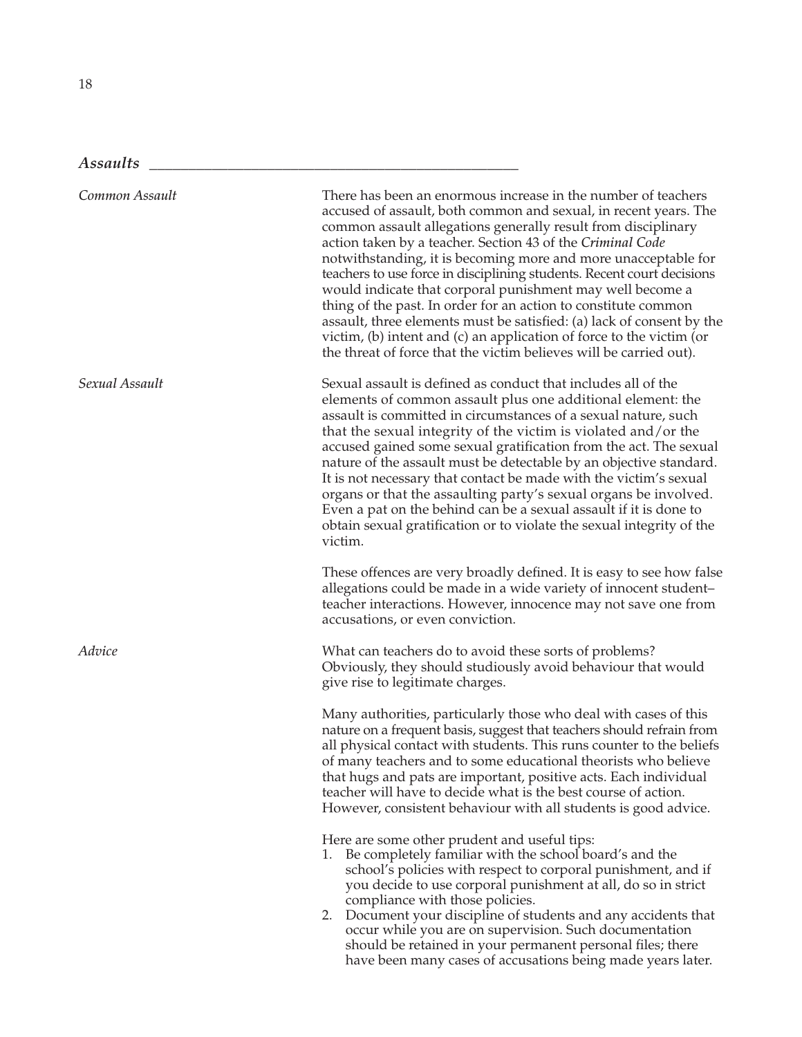## *Assaults*

*Common Assault*

There has been an enormous increase in the number of teachers accused of assault, both common and sexual, in recent years. The common assault allegations generally result from disciplinary action taken by a teacher. Section 43 of the *Criminal Code* notwithstanding, it is becoming more and more unacceptable for teachers to use force in disciplining students. Recent court decisions would indicate that corporal punishment may well become a thing of the past. In order for an action to constitute common assault, three elements must be satisfied: (a) lack of consent by the victim, (b) intent and (c) an application of force to the victim (or the threat of force that the victim believes will be carried out).

*Sexual Assault*

Sexual assault is defined as conduct that includes all of the elements of common assault plus one additional element: the assault is committed in circumstances of a sexual nature, such that the sexual integrity of the victim is violated and/or the accused gained some sexual gratification from the act. The sexual nature of the assault must be detectable by an objective standard. It is not necessary that contact be made with the victim's sexual organs or that the assaulting party's sexual organs be involved. Even a pat on the behind can be a sexual assault if it is done to obtain sexual gratification or to violate the sexual integrity of the victim.

These offences are very broadly defined. It is easy to see how false allegations could be made in a wide variety of innocent student–teacher interactions. However, innocence may not save one from accusations, or even conviction.

*Advice*

What can teachers do to avoid these sorts of problems? Obviously, they should studiously avoid behaviour that would give rise to legitimate charges.

Many authorities, particularly those who deal with cases of this nature on a frequent basis, suggest that teachers should refrain from all physical contact with students. This runs counter to the beliefs of many teachers and to some educational theorists who believe that hugs and pats are important, positive acts. Each individual teacher will have to decide what is the best course of action. However, consistent behaviour with all students is good advice.

Here are some other prudent and useful tips:

1. Be completely familiar with the school board's and the school's policies with respect to corporal punishment, and if you decide to use corporal punishment at all, do so in strict compliance with those policies.
2. Document your discipline of students and any accidents that occur while you are on supervision. Such documentation should be retained in your permanent personal files; there have been many cases of accusations being made years later.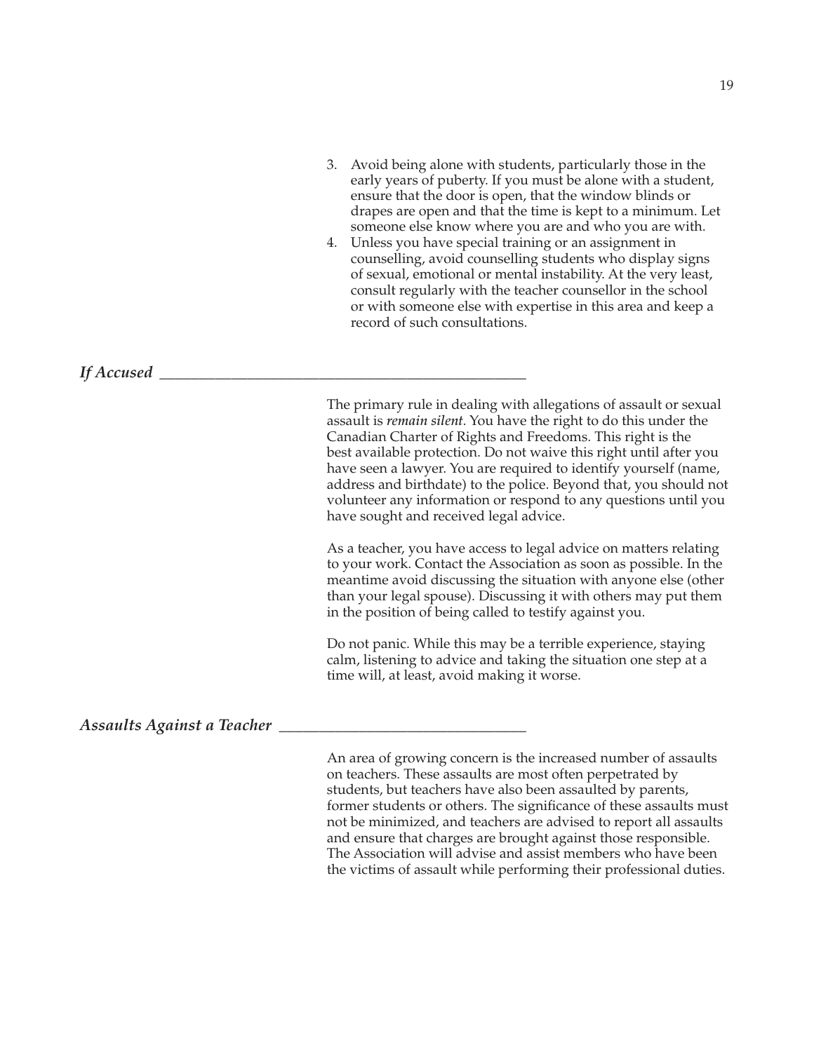3. Avoid being alone with students, particularly those in the early years of puberty. If you must be alone with a student, ensure that the door is open, that the window blinds or drapes are open and that the time is kept to a minimum. Let someone else know where you are and who you are with.
4. Unless you have special training or an assignment in counselling, avoid counselling students who display signs of sexual, emotional or mental instability. At the very least, consult regularly with the teacher counsellor in the school or with someone else with expertise in this area and keep a record of such consultations.

### *If Accused*

The primary rule in dealing with allegations of assault or sexual assault is *remain silent*. You have the right to do this under the Canadian Charter of Rights and Freedoms. This right is the best available protection. Do not waive this right until after you have seen a lawyer. You are required to identify yourself (name, address and birthdate) to the police. Beyond that, you should not volunteer any information or respond to any questions until you have sought and received legal advice.

As a teacher, you have access to legal advice on matters relating to your work. Contact the Association as soon as possible. In the meantime avoid discussing the situation with anyone else (other than your legal spouse). Discussing it with others may put them in the position of being called to testify against you.

Do not panic. While this may be a terrible experience, staying calm, listening to advice and taking the situation one step at a time will, at least, avoid making it worse.

### *Assaults Against a Teacher*

An area of growing concern is the increased number of assaults on teachers. These assaults are most often perpetrated by students, but teachers have also been assaulted by parents, former students or others. The significance of these assaults must not be minimized, and teachers are advised to report all assaults and ensure that charges are brought against those responsible. The Association will advise and assist members who have been the victims of assault while performing their professional duties.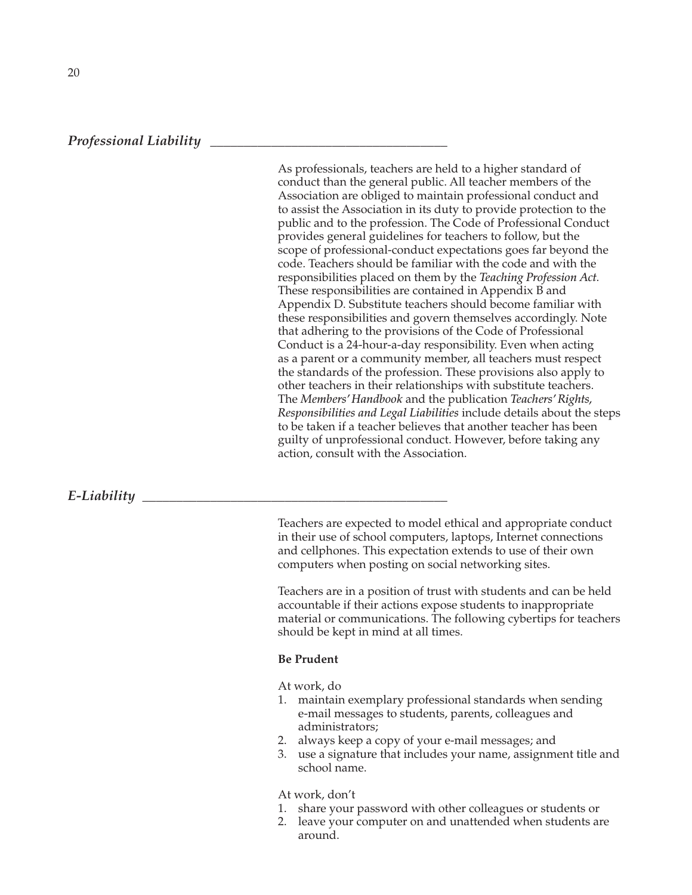## *Professional Liability*

As professionals, teachers are held to a higher standard of conduct than the general public. All teacher members of the Association are obliged to maintain professional conduct and to assist the Association in its duty to provide protection to the public and to the profession. The Code of Professional Conduct provides general guidelines for teachers to follow, but the scope of professional-conduct expectations goes far beyond the code. Teachers should be familiar with the code and with the responsibilities placed on them by the *Teaching Profession Act.* These responsibilities are contained in Appendix B and Appendix D. Substitute teachers should become familiar with these responsibilities and govern themselves accordingly. Note that adhering to the provisions of the Code of Professional Conduct is a 24-hour-a-day responsibility. Even when acting as a parent or a community member, all teachers must respect the standards of the profession. These provisions also apply to other teachers in their relationships with substitute teachers. The *Members' Handbook* and the publication *Teachers' Rights, Responsibilities and Legal Liabilities* include details about the steps to be taken if a teacher believes that another teacher has been guilty of unprofessional conduct. However, before taking any action, consult with the Association.

## *E-Liability*

Teachers are expected to model ethical and appropriate conduct in their use of school computers, laptops, Internet connections and cellphones. This expectation extends to use of their own computers when posting on social networking sites.

Teachers are in a position of trust with students and can be held accountable if their actions expose students to inappropriate material or communications. The following cybertips for teachers should be kept in mind at all times.

**Be Prudent**

At work, do

1. maintain exemplary professional standards when sending e-mail messages to students, parents, colleagues and administrators;
2. always keep a copy of your e-mail messages; and
3. use a signature that includes your name, assignment title and school name.

At work, don't

1. share your password with other colleagues or students or
2. leave your computer on and unattended when students are around.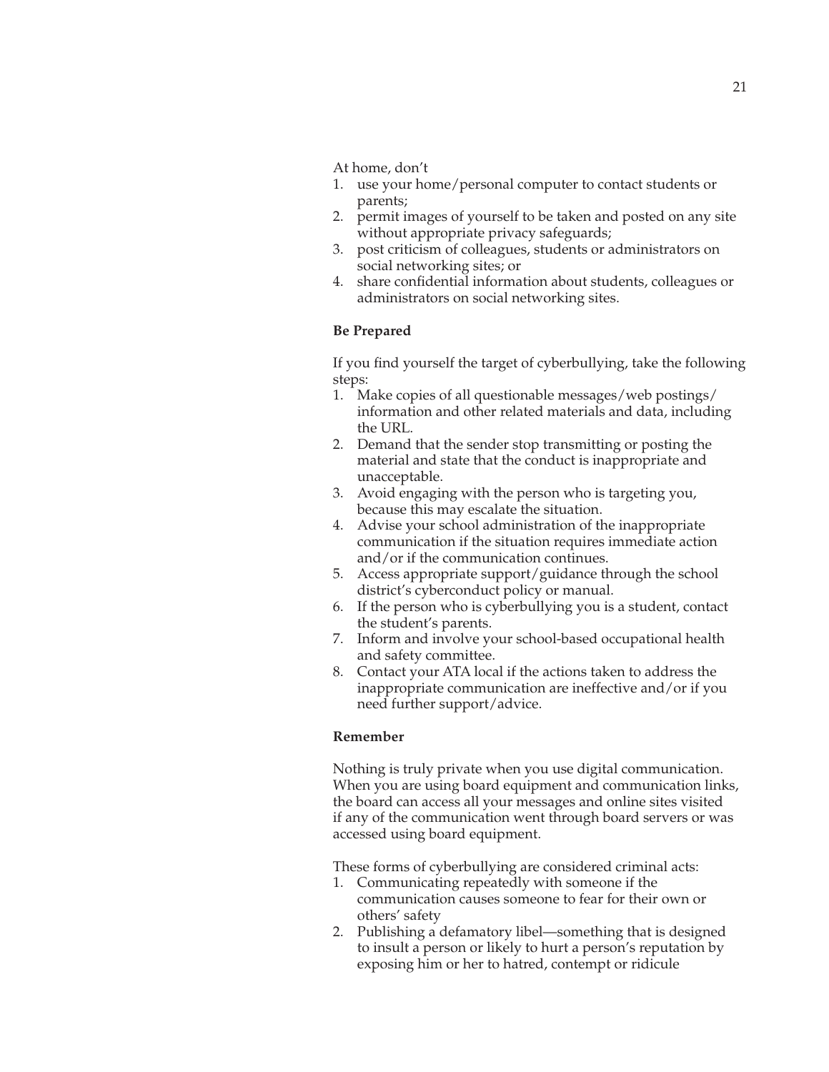At home, don't

1. use your home/personal computer to contact students or parents;
2. permit images of yourself to be taken and posted on any site without appropriate privacy safeguards;
3. post criticism of colleagues, students or administrators on social networking sites; or
4. share confidential information about students, colleagues or administrators on social networking sites.

**Be Prepared**

If you find yourself the target of cyberbullying, take the following steps:

1. Make copies of all questionable messages/web postings/ information and other related materials and data, including the URL.
2. Demand that the sender stop transmitting or posting the material and state that the conduct is inappropriate and unacceptable.
3. Avoid engaging with the person who is targeting you, because this may escalate the situation.
4. Advise your school administration of the inappropriate communication if the situation requires immediate action and/or if the communication continues.
5. Access appropriate support/guidance through the school district's cyberconduct policy or manual.
6. If the person who is cyberbullying you is a student, contact the student's parents.
7. Inform and involve your school-based occupational health and safety committee.
8. Contact your ATA local if the actions taken to address the inappropriate communication are ineffective and/or if you need further support/advice.

**Remember**

Nothing is truly private when you use digital communication. When you are using board equipment and communication links, the board can access all your messages and online sites visited if any of the communication went through board servers or was accessed using board equipment.

These forms of cyberbullying are considered criminal acts:

1. Communicating repeatedly with someone if the communication causes someone to fear for their own or others' safety
2. Publishing a defamatory libel—something that is designed to insult a person or likely to hurt a person's reputation by exposing him or her to hatred, contempt or ridicule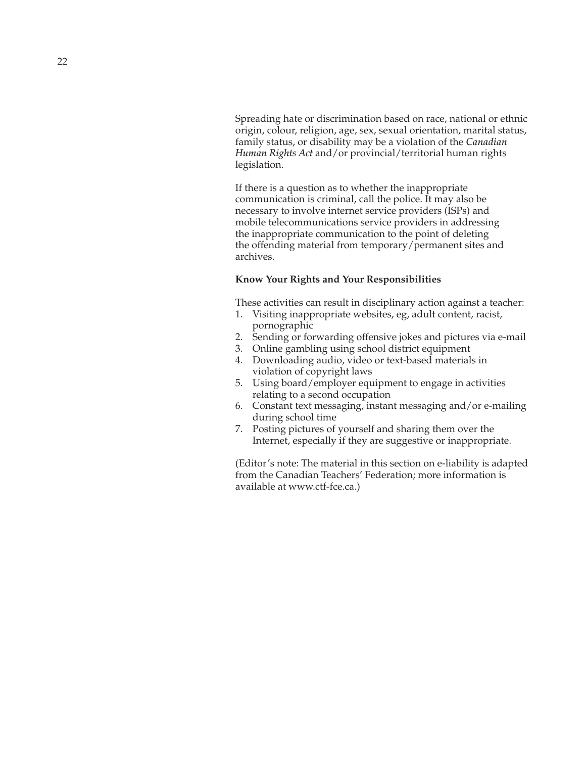Spreading hate or discrimination based on race, national or ethnic origin, colour, religion, age, sex, sexual orientation, marital status, family status, or disability may be a violation of the *Canadian Human Rights Act* and/or provincial/territorial human rights legislation.

If there is a question as to whether the inappropriate communication is criminal, call the police. It may also be necessary to involve internet service providers (ISPs) and mobile telecommunications service providers in addressing the inappropriate communication to the point of deleting the offending material from temporary/permanent sites and archives.

**Know Your Rights and Your Responsibilities**

These activities can result in disciplinary action against a teacher:

1. Visiting inappropriate websites, eg, adult content, racist, pornographic
2. Sending or forwarding offensive jokes and pictures via e-mail
3. Online gambling using school district equipment
4. Downloading audio, video or text-based materials in violation of copyright laws
5. Using board/employer equipment to engage in activities relating to a second occupation
6. Constant text messaging, instant messaging and/or e-mailing during school time
7. Posting pictures of yourself and sharing them over the Internet, especially if they are suggestive or inappropriate.

(Editor's note: The material in this section on e-liability is adapted from the Canadian Teachers' Federation; more information is available at www.ctf-fce.ca.)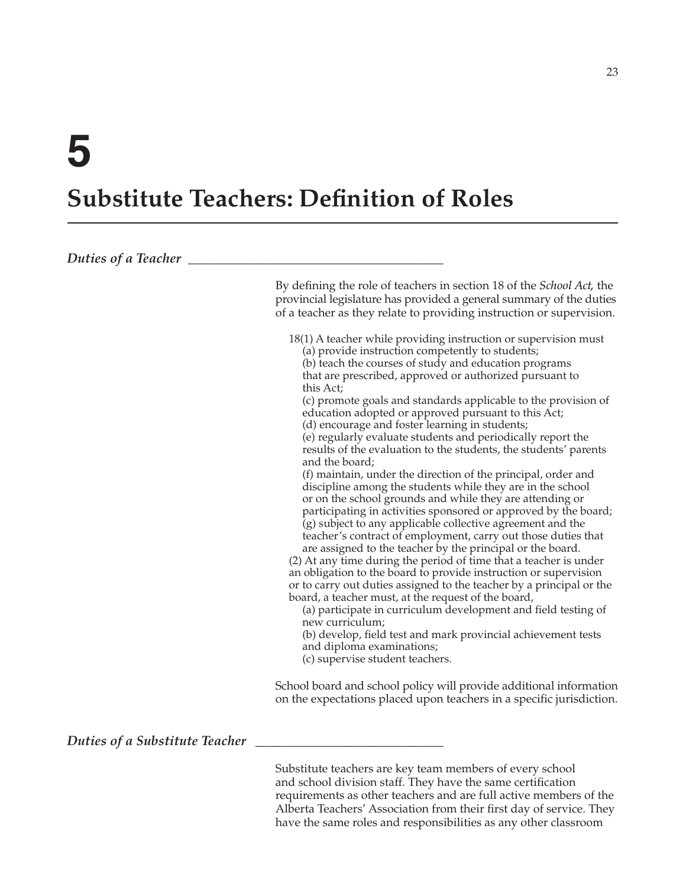# 5

# Substitute Teachers: Definition of Roles

### *Duties of a Teacher*

By defining the role of teachers in section 18 of the *School Act,* the provincial legislature has provided a general summary of the duties of a teacher as they relate to providing instruction or supervision.

> 18(1) A teacher while providing instruction or supervision must
> (a) provide instruction competently to students;
> (b) teach the courses of study and education programs that are prescribed, approved or authorized pursuant to this Act;
> (c) promote goals and standards applicable to the provision of education adopted or approved pursuant to this Act;
> (d) encourage and foster learning in students;
> (e) regularly evaluate students and periodically report the results of the evaluation to the students, the students' parents and the board;
> (f) maintain, under the direction of the principal, order and discipline among the students while they are in the school or on the school grounds and while they are attending or participating in activities sponsored or approved by the board;
> (g) subject to any applicable collective agreement and the teacher's contract of employment, carry out those duties that are assigned to the teacher by the principal or the board.
> (2) At any time during the period of time that a teacher is under an obligation to the board to provide instruction or supervision or to carry out duties assigned to the teacher by a principal or the board, a teacher must, at the request of the board,
> (a) participate in curriculum development and field testing of new curriculum;
> (b) develop, field test and mark provincial achievement tests and diploma examinations;
> (c) supervise student teachers.

School board and school policy will provide additional information on the expectations placed upon teachers in a specific jurisdiction.

### *Duties of a Substitute Teacher*

Substitute teachers are key team members of every school and school division staff. They have the same certification requirements as other teachers and are full active members of the Alberta Teachers' Association from their first day of service. They have the same roles and responsibilities as any other classroom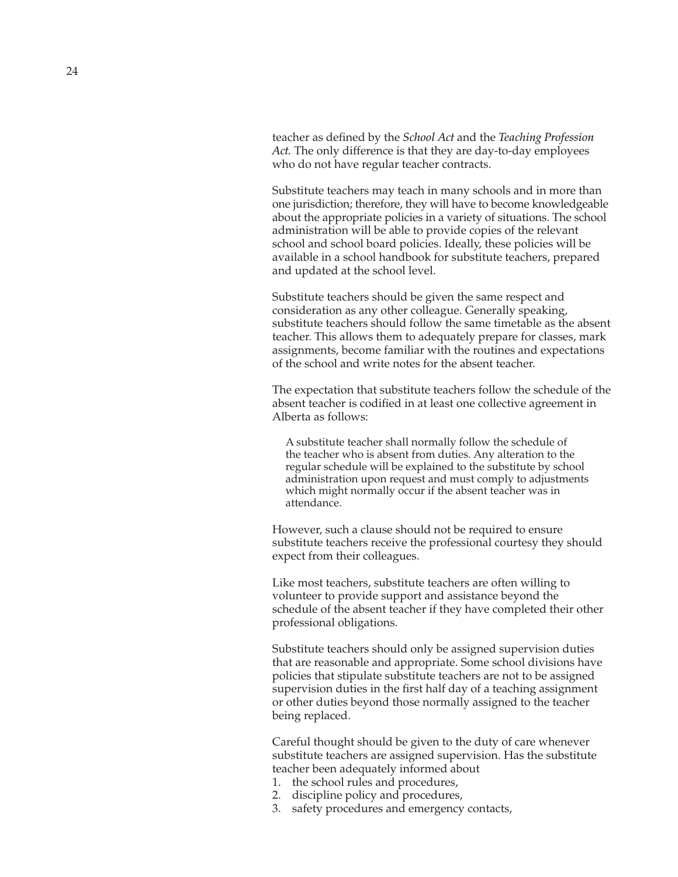teacher as defined by the *School Act* and the *Teaching Profession Act.* The only difference is that they are day-to-day employees who do not have regular teacher contracts.

Substitute teachers may teach in many schools and in more than one jurisdiction; therefore, they will have to become knowledgeable about the appropriate policies in a variety of situations. The school administration will be able to provide copies of the relevant school and school board policies. Ideally, these policies will be available in a school handbook for substitute teachers, prepared and updated at the school level.

Substitute teachers should be given the same respect and consideration as any other colleague. Generally speaking, substitute teachers should follow the same timetable as the absent teacher. This allows them to adequately prepare for classes, mark assignments, become familiar with the routines and expectations of the school and write notes for the absent teacher.

The expectation that substitute teachers follow the schedule of the absent teacher is codified in at least one collective agreement in Alberta as follows:

> A substitute teacher shall normally follow the schedule of the teacher who is absent from duties. Any alteration to the regular schedule will be explained to the substitute by school administration upon request and must comply to adjustments which might normally occur if the absent teacher was in attendance.

However, such a clause should not be required to ensure substitute teachers receive the professional courtesy they should expect from their colleagues.

Like most teachers, substitute teachers are often willing to volunteer to provide support and assistance beyond the schedule of the absent teacher if they have completed their other professional obligations.

Substitute teachers should only be assigned supervision duties that are reasonable and appropriate. Some school divisions have policies that stipulate substitute teachers are not to be assigned supervision duties in the first half day of a teaching assignment or other duties beyond those normally assigned to the teacher being replaced.

Careful thought should be given to the duty of care whenever substitute teachers are assigned supervision. Has the substitute teacher been adequately informed about

1. the school rules and procedures,
2. discipline policy and procedures,
3. safety procedures and emergency contacts,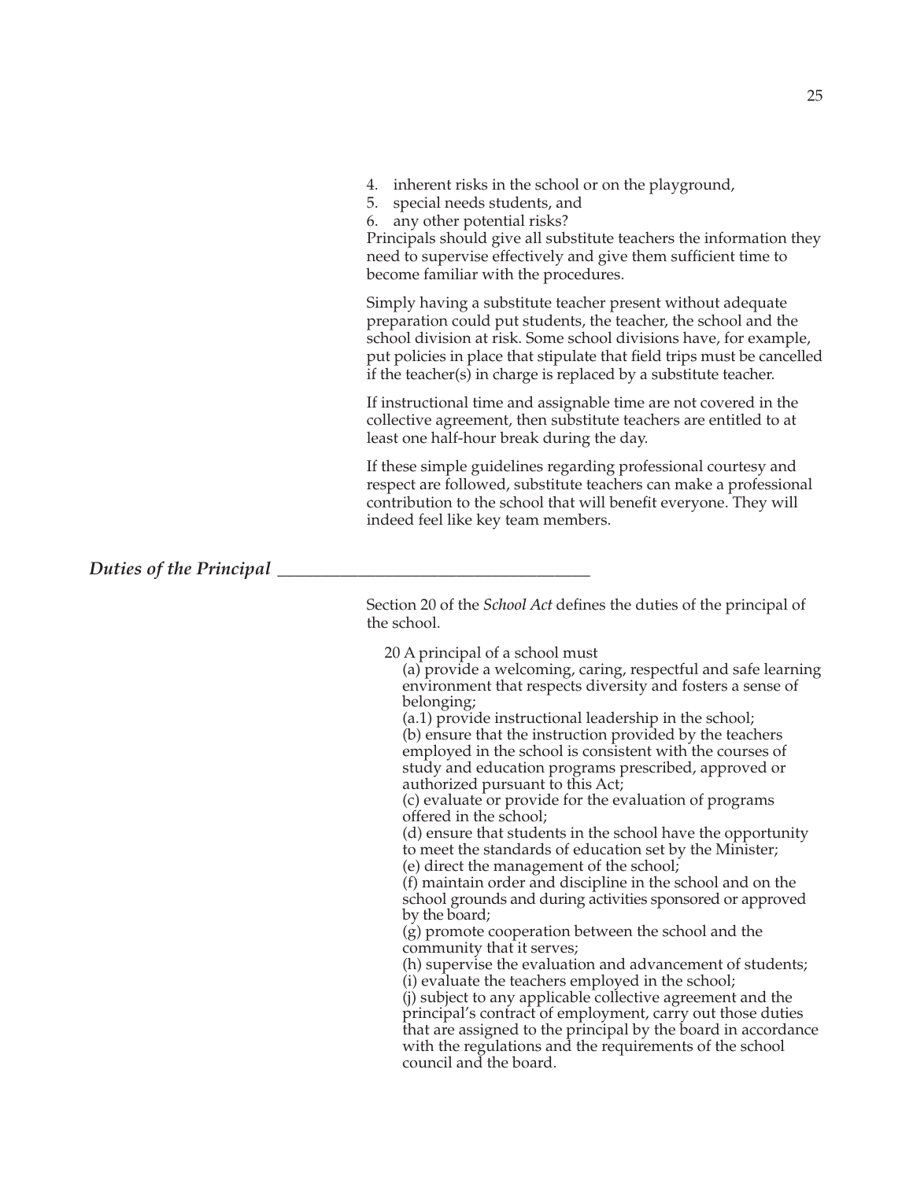4. inherent risks in the school or on the playground,
5. special needs students, and
6. any other potential risks?

Principals should give all substitute teachers the information they need to supervise effectively and give them sufficient time to become familiar with the procedures.

Simply having a substitute teacher present without adequate preparation could put students, the teacher, the school and the school division at risk. Some school divisions have, for example, put policies in place that stipulate that field trips must be cancelled if the teacher(s) in charge is replaced by a substitute teacher.

If instructional time and assignable time are not covered in the collective agreement, then substitute teachers are entitled to at least one half-hour break during the day.

If these simple guidelines regarding professional courtesy and respect are followed, substitute teachers can make a professional contribution to the school that will benefit everyone. They will indeed feel like key team members.

## *Duties of the Principal*

Section 20 of the *School Act* defines the duties of the principal of the school.

> 20 A principal of a school must
>
> (a) provide a welcoming, caring, respectful and safe learning environment that respects diversity and fosters a sense of belonging;
>
> (a.1) provide instructional leadership in the school;
>
> (b) ensure that the instruction provided by the teachers employed in the school is consistent with the courses of study and education programs prescribed, approved or authorized pursuant to this Act;
>
> (c) evaluate or provide for the evaluation of programs offered in the school;
>
> (d) ensure that students in the school have the opportunity to meet the standards of education set by the Minister;
>
> (e) direct the management of the school;
>
> (f) maintain order and discipline in the school and on the school grounds and during activities sponsored or approved by the board;
>
> (g) promote cooperation between the school and the community that it serves;
>
> (h) supervise the evaluation and advancement of students;
>
> (i) evaluate the teachers employed in the school;
>
> (j) subject to any applicable collective agreement and the principal's contract of employment, carry out those duties that are assigned to the principal by the board in accordance with the regulations and the requirements of the school council and the board.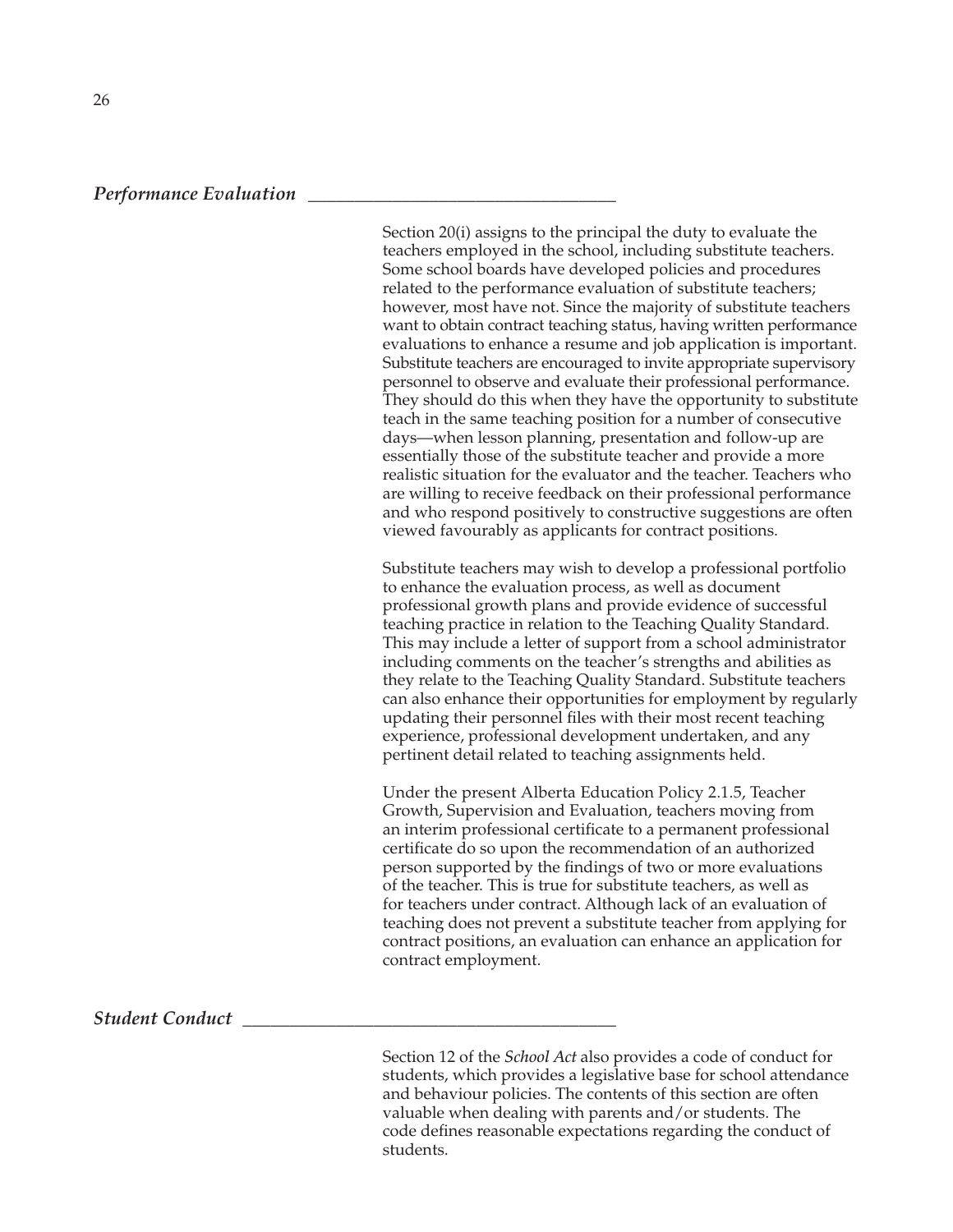### *Performance Evaluation*

Section 20(i) assigns to the principal the duty to evaluate the teachers employed in the school, including substitute teachers. Some school boards have developed policies and procedures related to the performance evaluation of substitute teachers; however, most have not. Since the majority of substitute teachers want to obtain contract teaching status, having written performance evaluations to enhance a resume and job application is important. Substitute teachers are encouraged to invite appropriate supervisory personnel to observe and evaluate their professional performance. They should do this when they have the opportunity to substitute teach in the same teaching position for a number of consecutive days—when lesson planning, presentation and follow-up are essentially those of the substitute teacher and provide a more realistic situation for the evaluator and the teacher. Teachers who are willing to receive feedback on their professional performance and who respond positively to constructive suggestions are often viewed favourably as applicants for contract positions.

Substitute teachers may wish to develop a professional portfolio to enhance the evaluation process, as well as document professional growth plans and provide evidence of successful teaching practice in relation to the Teaching Quality Standard. This may include a letter of support from a school administrator including comments on the teacher's strengths and abilities as they relate to the Teaching Quality Standard. Substitute teachers can also enhance their opportunities for employment by regularly updating their personnel files with their most recent teaching experience, professional development undertaken, and any pertinent detail related to teaching assignments held.

Under the present Alberta Education Policy 2.1.5, Teacher Growth, Supervision and Evaluation, teachers moving from an interim professional certificate to a permanent professional certificate do so upon the recommendation of an authorized person supported by the findings of two or more evaluations of the teacher. This is true for substitute teachers, as well as for teachers under contract. Although lack of an evaluation of teaching does not prevent a substitute teacher from applying for contract positions, an evaluation can enhance an application for contract employment.

### *Student Conduct*

Section 12 of the *School Act* also provides a code of conduct for students, which provides a legislative base for school attendance and behaviour policies. The contents of this section are often valuable when dealing with parents and/or students. The code defines reasonable expectations regarding the conduct of students.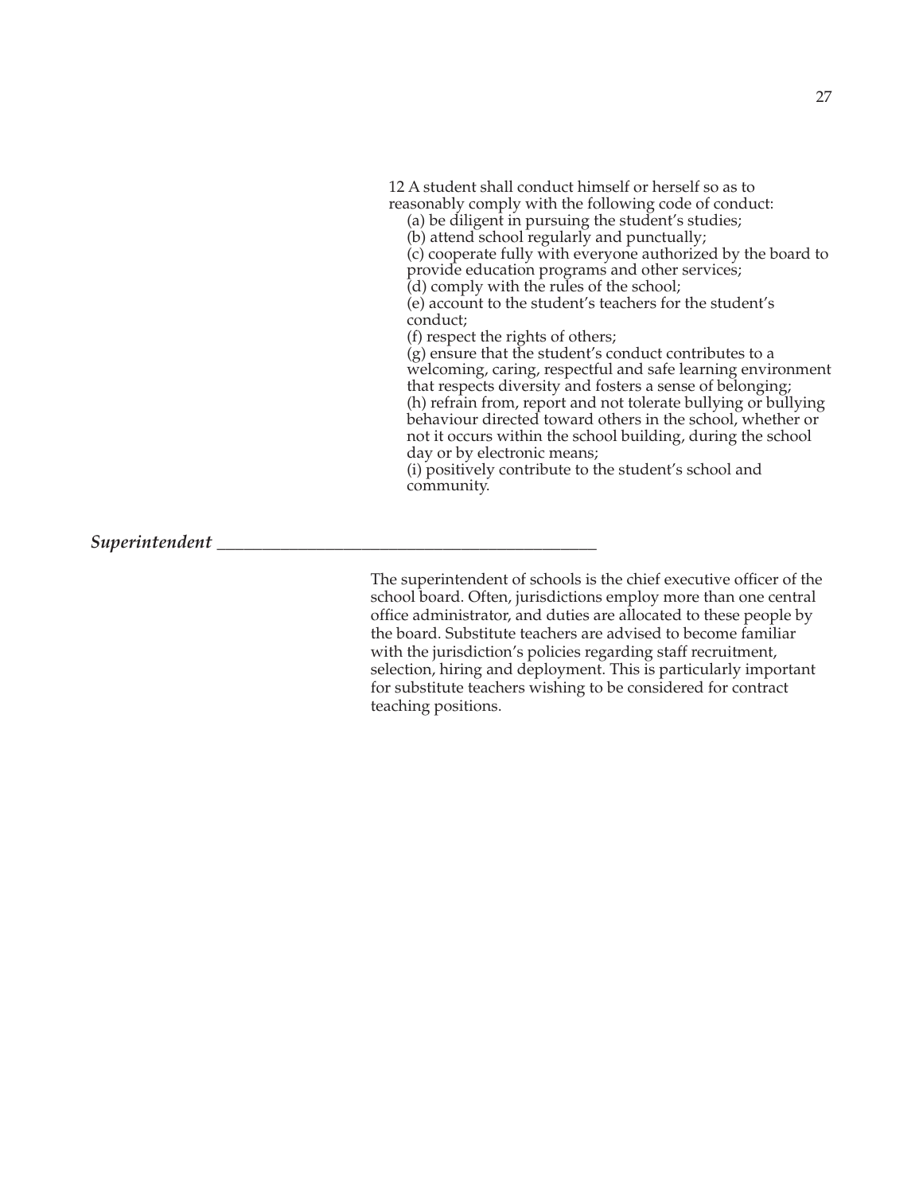12 A student shall conduct himself or herself so as to reasonably comply with the following code of conduct:

(a) be diligent in pursuing the student's studies;
(b) attend school regularly and punctually;
(c) cooperate fully with everyone authorized by the board to provide education programs and other services;
(d) comply with the rules of the school;
(e) account to the student's teachers for the student's conduct;
(f) respect the rights of others;
(g) ensure that the student's conduct contributes to a welcoming, caring, respectful and safe learning environment that respects diversity and fosters a sense of belonging;
(h) refrain from, report and not tolerate bullying or bullying behaviour directed toward others in the school, whether or not it occurs within the school building, during the school day or by electronic means;
(i) positively contribute to the student's school and community.

## *Superintendent*

The superintendent of schools is the chief executive officer of the school board. Often, jurisdictions employ more than one central office administrator, and duties are allocated to these people by the board. Substitute teachers are advised to become familiar with the jurisdiction's policies regarding staff recruitment, selection, hiring and deployment. This is particularly important for substitute teachers wishing to be considered for contract teaching positions.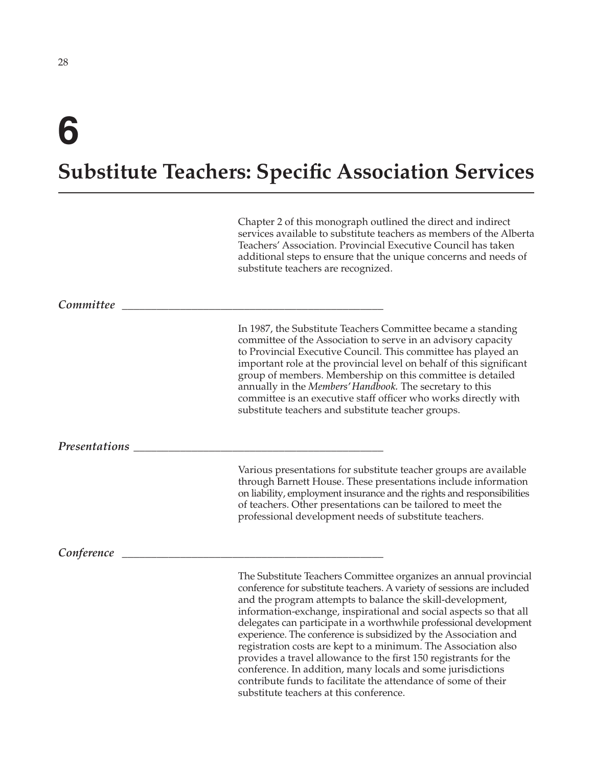# 6

# Substitute Teachers: Specific Association Services

Chapter 2 of this monograph outlined the direct and indirect services available to substitute teachers as members of the Alberta Teachers' Association. Provincial Executive Council has taken additional steps to ensure that the unique concerns and needs of substitute teachers are recognized.

### *Committee*

In 1987, the Substitute Teachers Committee became a standing committee of the Association to serve in an advisory capacity to Provincial Executive Council. This committee has played an important role at the provincial level on behalf of this significant group of members. Membership on this committee is detailed annually in the *Members' Handbook.* The secretary to this committee is an executive staff officer who works directly with substitute teachers and substitute teacher groups.

### *Presentations*

Various presentations for substitute teacher groups are available through Barnett House. These presentations include information on liability, employment insurance and the rights and responsibilities of teachers. Other presentations can be tailored to meet the professional development needs of substitute teachers.

### *Conference*

The Substitute Teachers Committee organizes an annual provincial conference for substitute teachers. A variety of sessions are included and the program attempts to balance the skill-development, information-exchange, inspirational and social aspects so that all delegates can participate in a worthwhile professional development experience. The conference is subsidized by the Association and registration costs are kept to a minimum. The Association also provides a travel allowance to the first 150 registrants for the conference. In addition, many locals and some jurisdictions contribute funds to facilitate the attendance of some of their substitute teachers at this conference.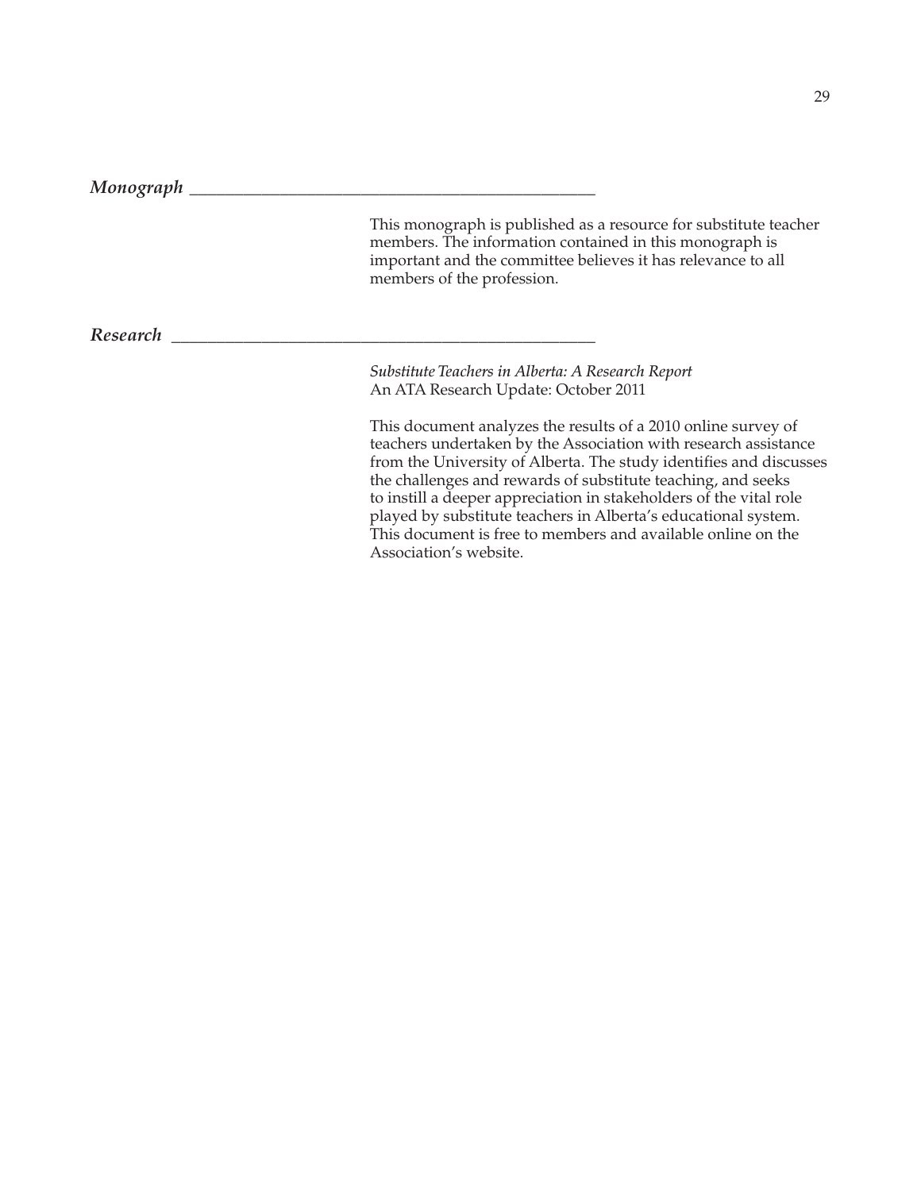## *Monograph*

This monograph is published as a resource for substitute teacher members. The information contained in this monograph is important and the committee believes it has relevance to all members of the profession.

## *Research*

*Substitute Teachers in Alberta: A Research Report*
An ATA Research Update: October 2011

This document analyzes the results of a 2010 online survey of teachers undertaken by the Association with research assistance from the University of Alberta. The study identifies and discusses the challenges and rewards of substitute teaching, and seeks to instill a deeper appreciation in stakeholders of the vital role played by substitute teachers in Alberta's educational system. This document is free to members and available online on the Association's website.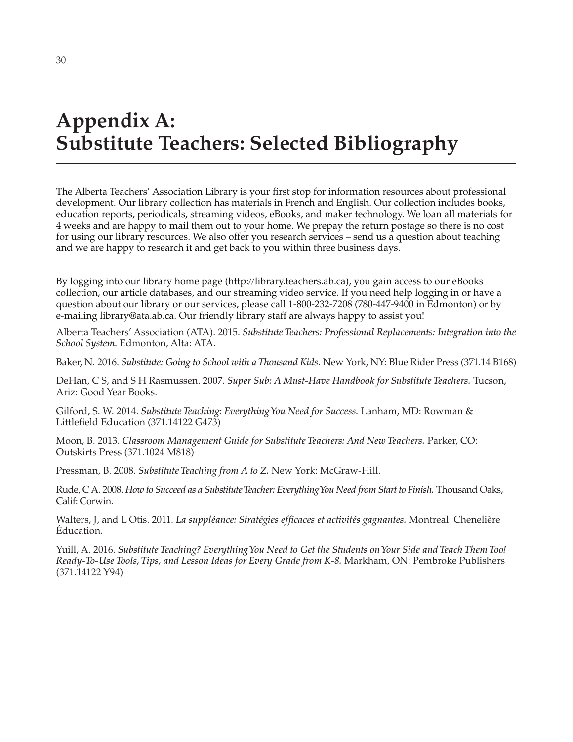# Appendix A: Substitute Teachers: Selected Bibliography

The Alberta Teachers' Association Library is your first stop for information resources about professional development. Our library collection has materials in French and English. Our collection includes books, education reports, periodicals, streaming videos, eBooks, and maker technology. We loan all materials for 4 weeks and are happy to mail them out to your home. We prepay the return postage so there is no cost for using our library resources. We also offer you research services – send us a question about teaching and we are happy to research it and get back to you within three business days.

By logging into our library home page (http://library.teachers.ab.ca), you gain access to our eBooks collection, our article databases, and our streaming video service. If you need help logging in or have a question about our library or our services, please call 1-800-232-7208 (780-447-9400 in Edmonton) or by e-mailing library@ata.ab.ca. Our friendly library staff are always happy to assist you!

Alberta Teachers' Association (ATA). 2015. *Substitute Teachers: Professional Replacements: Integration into the School System.* Edmonton, Alta: ATA.

Baker, N. 2016. *Substitute: Going to School with a Thousand Kids.* New York, NY: Blue Rider Press (371.14 B168)

DeHan, C S, and S H Rasmussen. 2007. *Super Sub: A Must-Have Handbook for Substitute Teachers.* Tucson, Ariz: Good Year Books.

Gilford, S. W. 2014. *Substitute Teaching: Everything You Need for Success.* Lanham, MD: Rowman & Littlefield Education (371.14122 G473)

Moon, B. 2013. *Classroom Management Guide for Substitute Teachers: And New Teachers.* Parker, CO: Outskirts Press (371.1024 M818)

Pressman, B. 2008. *Substitute Teaching from A to Z.* New York: McGraw-Hill.

Rude, C A. 2008. *How to Succeed as a Substitute Teacher: Everything You Need from Start to Finish.* Thousand Oaks, Calif: Corwin.

Walters, J, and L Otis. 2011. *La suppléance: Stratégies efficaces et activités gagnantes.* Montreal: Chenelière Éducation.

Yuill, A. 2016. *Substitute Teaching? Everything You Need to Get the Students on Your Side and Teach Them Too! Ready-To-Use Tools, Tips, and Lesson Ideas for Every Grade from K-8.* Markham, ON: Pembroke Publishers (371.14122 Y94)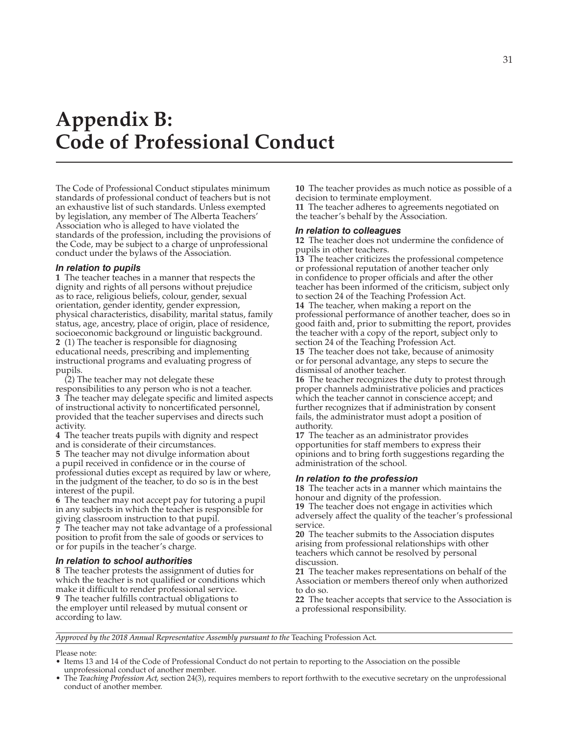# Appendix B: Code of Professional Conduct

The Code of Professional Conduct stipulates minimum standards of professional conduct of teachers but is not an exhaustive list of such standards. Unless exempted by legislation, any member of The Alberta Teachers' Association who is alleged to have violated the standards of the profession, including the provisions of the Code, may be subject to a charge of unprofessional conduct under the bylaws of the Association.

### *In relation to pupils*

**1** The teacher teaches in a manner that respects the dignity and rights of all persons without prejudice as to race, religious beliefs, colour, gender, sexual orientation, gender identity, gender expression, physical characteristics, disability, marital status, family status, age, ancestry, place of origin, place of residence, socioeconomic background or linguistic background.

**2** (1) The teacher is responsible for diagnosing educational needs, prescribing and implementing instructional programs and evaluating progress of pupils.

(2) The teacher may not delegate these responsibilities to any person who is not a teacher.

**3** The teacher may delegate specific and limited aspects of instructional activity to noncertificated personnel, provided that the teacher supervises and directs such activity.

**4** The teacher treats pupils with dignity and respect and is considerate of their circumstances.

**5** The teacher may not divulge information about a pupil received in confidence or in the course of professional duties except as required by law or where, in the judgment of the teacher, to do so is in the best interest of the pupil.

**6** The teacher may not accept pay for tutoring a pupil in any subjects in which the teacher is responsible for giving classroom instruction to that pupil.

**7** The teacher may not take advantage of a professional position to profit from the sale of goods or services to or for pupils in the teacher's charge.

### *In relation to school authorities*

**8** The teacher protests the assignment of duties for which the teacher is not qualified or conditions which make it difficult to render professional service.

**9** The teacher fulfills contractual obligations to the employer until released by mutual consent or according to law.

**10** The teacher provides as much notice as possible of a decision to terminate employment.

**11** The teacher adheres to agreements negotiated on the teacher's behalf by the Association.

### *In relation to colleagues*

**12** The teacher does not undermine the confidence of pupils in other teachers.

**13** The teacher criticizes the professional competence or professional reputation of another teacher only in confidence to proper officials and after the other teacher has been informed of the criticism, subject only to section 24 of the Teaching Profession Act.

**14** The teacher, when making a report on the professional performance of another teacher, does so in good faith and, prior to submitting the report, provides the teacher with a copy of the report, subject only to section 24 of the Teaching Profession Act.

**15** The teacher does not take, because of animosity or for personal advantage, any steps to secure the dismissal of another teacher.

**16** The teacher recognizes the duty to protest through proper channels administrative policies and practices which the teacher cannot in conscience accept; and further recognizes that if administration by consent fails, the administrator must adopt a position of authority.

**17** The teacher as an administrator provides opportunities for staff members to express their opinions and to bring forth suggestions regarding the administration of the school.

### *In relation to the profession*

**18** The teacher acts in a manner which maintains the honour and dignity of the profession.

**19** The teacher does not engage in activities which adversely affect the quality of the teacher's professional service.

**20** The teacher submits to the Association disputes arising from professional relationships with other teachers which cannot be resolved by personal discussion.

**21** The teacher makes representations on behalf of the Association or members thereof only when authorized to do so.

**22** The teacher accepts that service to the Association is a professional responsibility.

*Approved by the 2018 Annual Representative Assembly pursuant to the* Teaching Profession Act*.*

Please note:

- Items 13 and 14 of the Code of Professional Conduct do not pertain to reporting to the Association on the possible unprofessional conduct of another member.
- The *Teaching Profession Act*, section 24(3), requires members to report forthwith to the executive secretary on the unprofessional conduct of another member.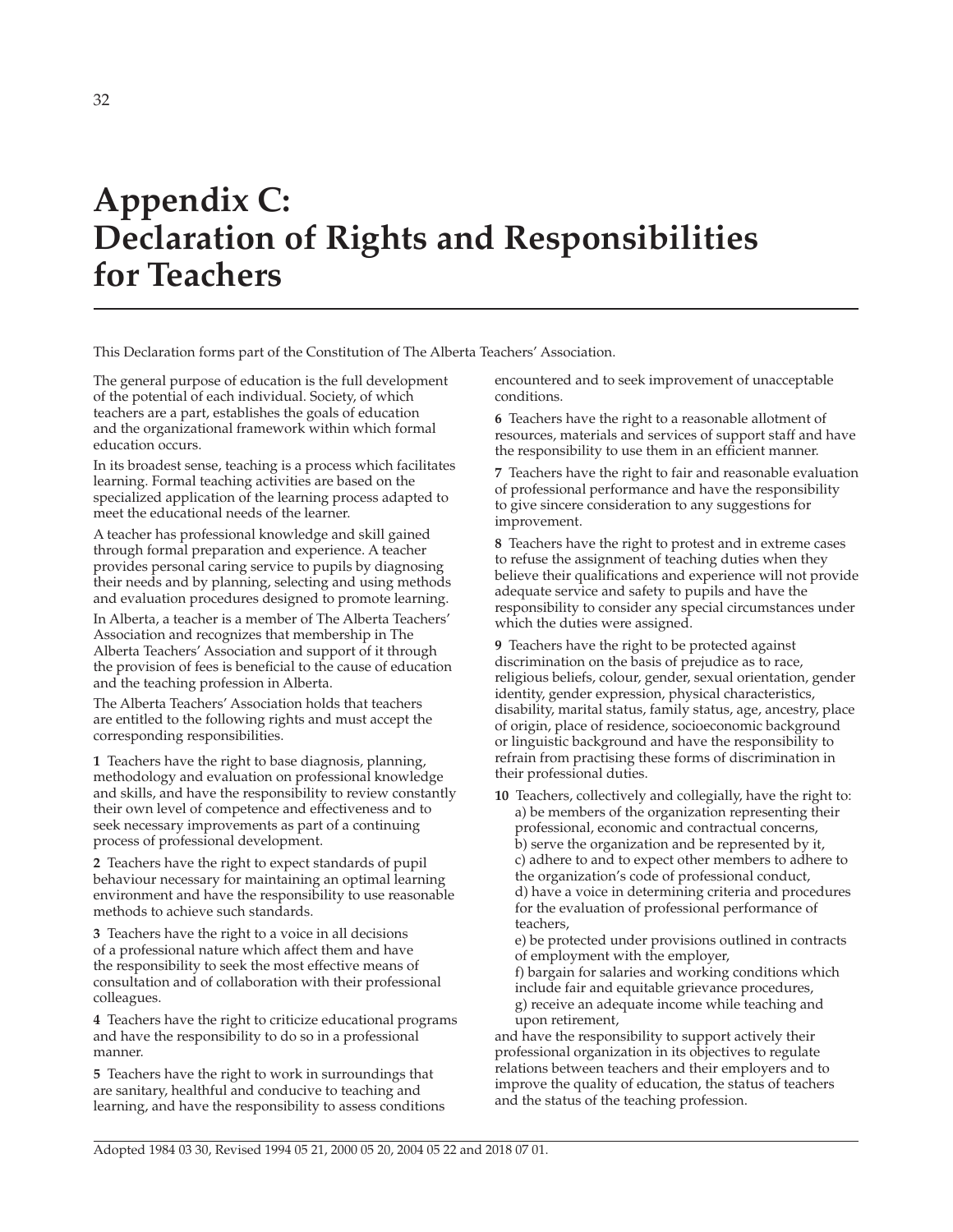# Appendix C: Declaration of Rights and Responsibilities for Teachers

This Declaration forms part of the Constitution of The Alberta Teachers' Association.

The general purpose of education is the full development of the potential of each individual. Society, of which teachers are a part, establishes the goals of education and the organizational framework within which formal education occurs.

In its broadest sense, teaching is a process which facilitates learning. Formal teaching activities are based on the specialized application of the learning process adapted to meet the educational needs of the learner.

A teacher has professional knowledge and skill gained through formal preparation and experience. A teacher provides personal caring service to pupils by diagnosing their needs and by planning, selecting and using methods and evaluation procedures designed to promote learning.

In Alberta, a teacher is a member of The Alberta Teachers' Association and recognizes that membership in The Alberta Teachers' Association and support of it through the provision of fees is beneficial to the cause of education and the teaching profession in Alberta.

The Alberta Teachers' Association holds that teachers are entitled to the following rights and must accept the corresponding responsibilities.

**1** Teachers have the right to base diagnosis, planning, methodology and evaluation on professional knowledge and skills, and have the responsibility to review constantly their own level of competence and effectiveness and to seek necessary improvements as part of a continuing process of professional development.

**2** Teachers have the right to expect standards of pupil behaviour necessary for maintaining an optimal learning environment and have the responsibility to use reasonable methods to achieve such standards.

**3** Teachers have the right to a voice in all decisions of a professional nature which affect them and have the responsibility to seek the most effective means of consultation and of collaboration with their professional colleagues.

**4** Teachers have the right to criticize educational programs and have the responsibility to do so in a professional manner.

**5** Teachers have the right to work in surroundings that are sanitary, healthful and conducive to teaching and learning, and have the responsibility to assess conditions encountered and to seek improvement of unacceptable conditions.

**6** Teachers have the right to a reasonable allotment of resources, materials and services of support staff and have the responsibility to use them in an efficient manner.

**7** Teachers have the right to fair and reasonable evaluation of professional performance and have the responsibility to give sincere consideration to any suggestions for improvement.

**8** Teachers have the right to protest and in extreme cases to refuse the assignment of teaching duties when they believe their qualifications and experience will not provide adequate service and safety to pupils and have the responsibility to consider any special circumstances under which the duties were assigned.

**9** Teachers have the right to be protected against discrimination on the basis of prejudice as to race, religious beliefs, colour, gender, sexual orientation, gender identity, gender expression, physical characteristics, disability, marital status, family status, age, ancestry, place of origin, place of residence, socioeconomic background or linguistic background and have the responsibility to refrain from practising these forms of discrimination in their professional duties.

**10** Teachers, collectively and collegially, have the right to:
a) be members of the organization representing their professional, economic and contractual concerns,
b) serve the organization and be represented by it,
c) adhere to and to expect other members to adhere to the organization's code of professional conduct,
d) have a voice in determining criteria and procedures for the evaluation of professional performance of teachers,
e) be protected under provisions outlined in contracts of employment with the employer,
f) bargain for salaries and working conditions which include fair and equitable grievance procedures,
g) receive an adequate income while teaching and upon retirement,

and have the responsibility to support actively their professional organization in its objectives to regulate relations between teachers and their employers and to improve the quality of education, the status of teachers and the status of the teaching profession.

Adopted 1984 03 30, Revised 1994 05 21, 2000 05 20, 2004 05 22 and 2018 07 01.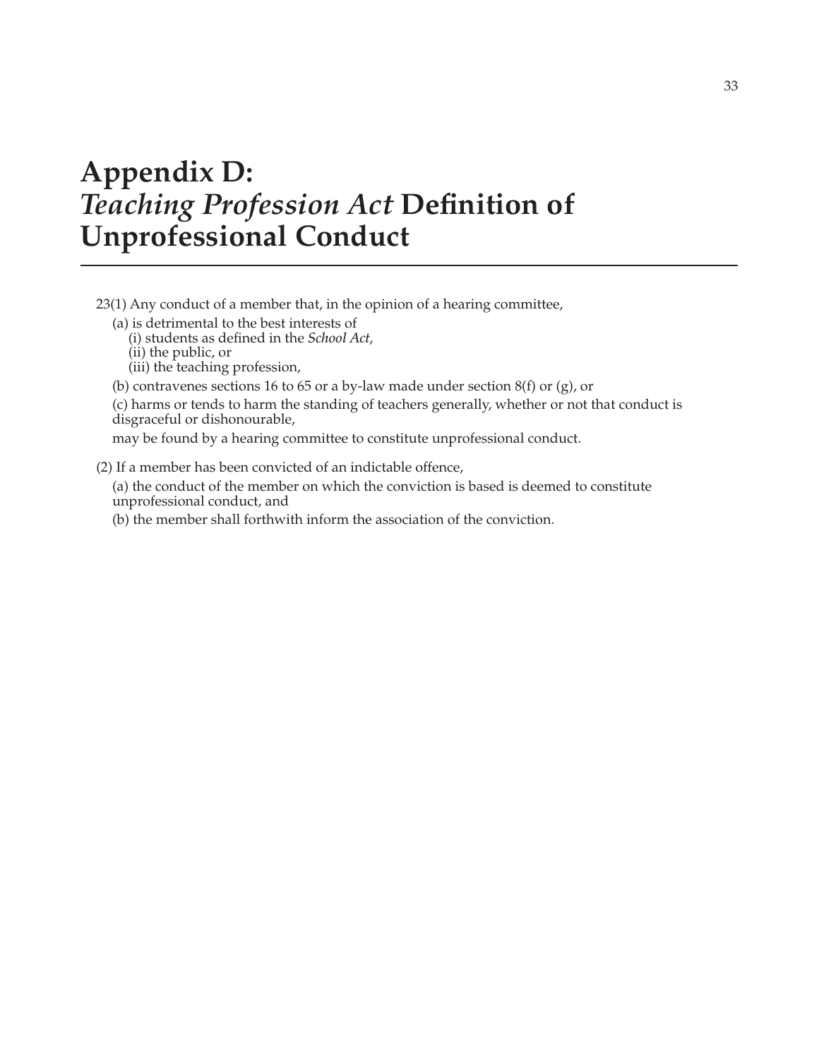# Appendix D: *Teaching Profession Act* Definition of Unprofessional Conduct

23(1) Any conduct of a member that, in the opinion of a hearing committee,

(a) is detrimental to the best interests of
  (i) students as defined in the *School Act*,
  (ii) the public, or
  (iii) the teaching profession,

(b) contravenes sections 16 to 65 or a by-law made under section 8(f) or (g), or

(c) harms or tends to harm the standing of teachers generally, whether or not that conduct is disgraceful or dishonourable,

may be found by a hearing committee to constitute unprofessional conduct.

(2) If a member has been convicted of an indictable offence,

(a) the conduct of the member on which the conviction is based is deemed to constitute unprofessional conduct, and

(b) the member shall forthwith inform the association of the conviction.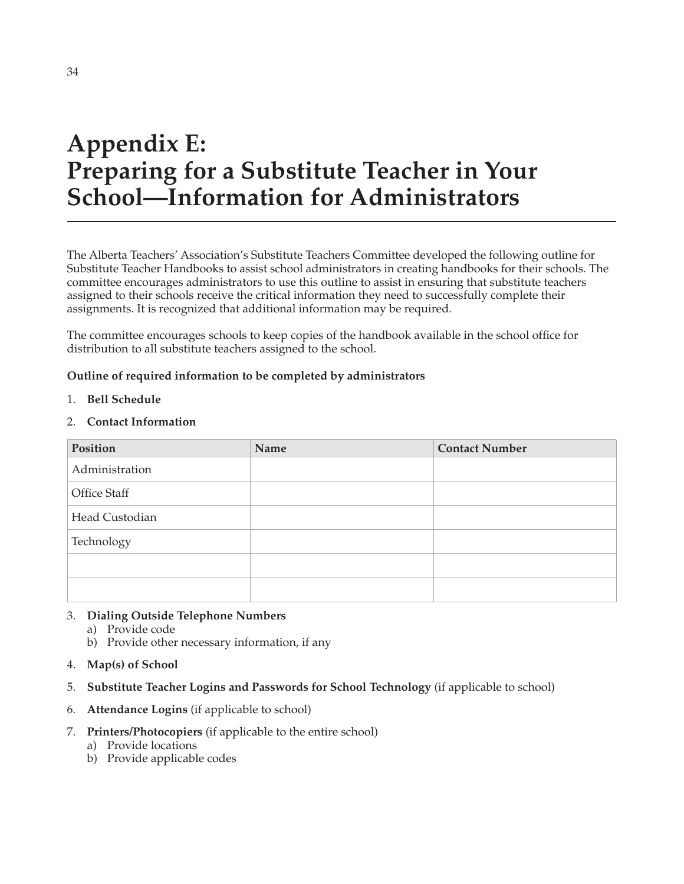# Appendix E: Preparing for a Substitute Teacher in Your School—Information for Administrators

The Alberta Teachers' Association's Substitute Teachers Committee developed the following outline for Substitute Teacher Handbooks to assist school administrators in creating handbooks for their schools. The committee encourages administrators to use this outline to assist in ensuring that substitute teachers assigned to their schools receive the critical information they need to successfully complete their assignments. It is recognized that additional information may be required.

The committee encourages schools to keep copies of the handbook available in the school office for distribution to all substitute teachers assigned to the school.

**Outline of required information to be completed by administrators**

1. **Bell Schedule**
2. **Contact Information**

| Position | Name | Contact Number |
|---|---|---|
| Administration | | |
| Office Staff | | |
| Head Custodian | | |
| Technology | | |
| | | |
| | | |

3. **Dialing Outside Telephone Numbers**
   a) Provide code
   b) Provide other necessary information, if any
4. **Map(s) of School**
5. **Substitute Teacher Logins and Passwords for School Technology** (if applicable to school)
6. **Attendance Logins** (if applicable to school)
7. **Printers/Photocopiers** (if applicable to the entire school)
   a) Provide locations
   b) Provide applicable codes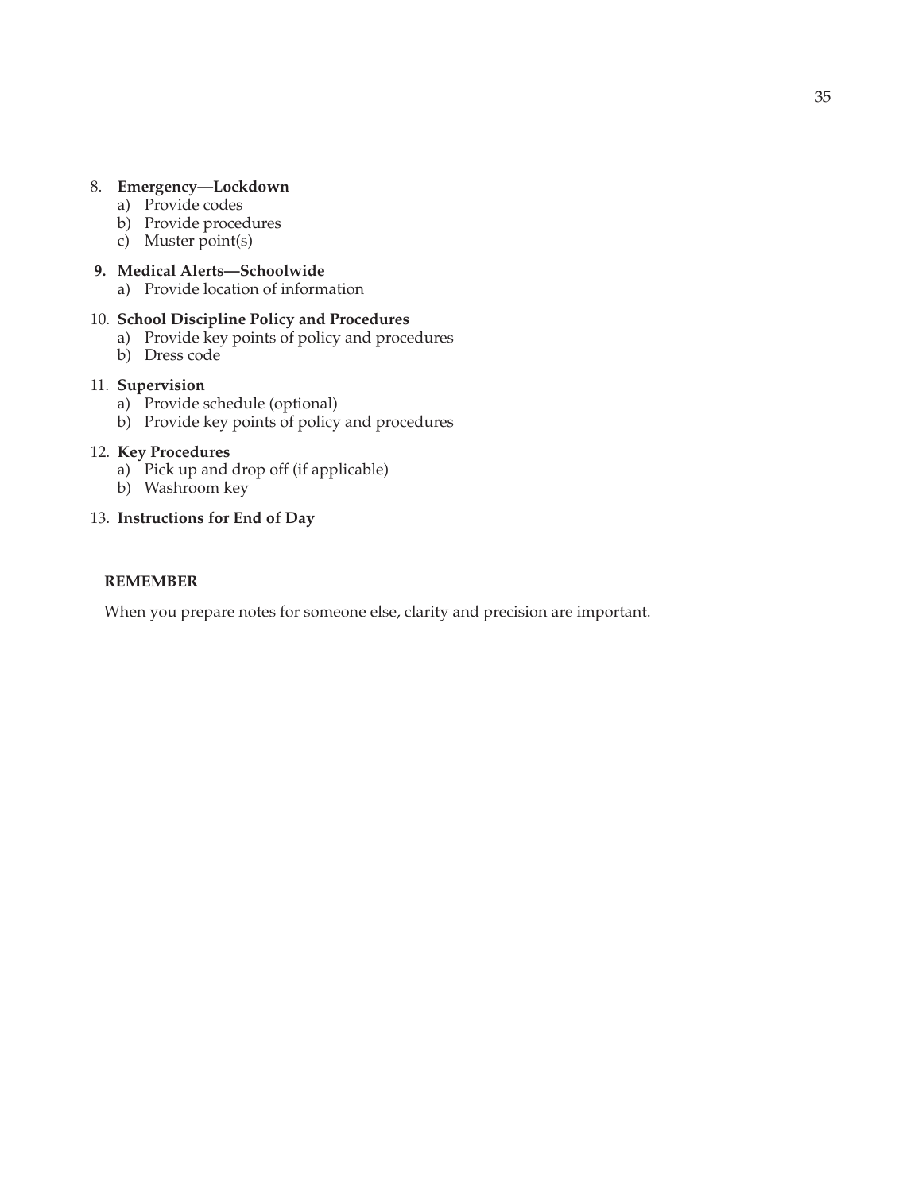8. **Emergency—Lockdown**
    a) Provide codes
    b) Provide procedures
    c) Muster point(s)

9. **Medical Alerts—Schoolwide**
    a) Provide location of information

10. **School Discipline Policy and Procedures**
    a) Provide key points of policy and procedures
    b) Dress code

11. **Supervision**
    a) Provide schedule (optional)
    b) Provide key points of policy and procedures

12. **Key Procedures**
    a) Pick up and drop off (if applicable)
    b) Washroom key

13. **Instructions for End of Day**

> **REMEMBER**
>
> When you prepare notes for someone else, clarity and precision are important.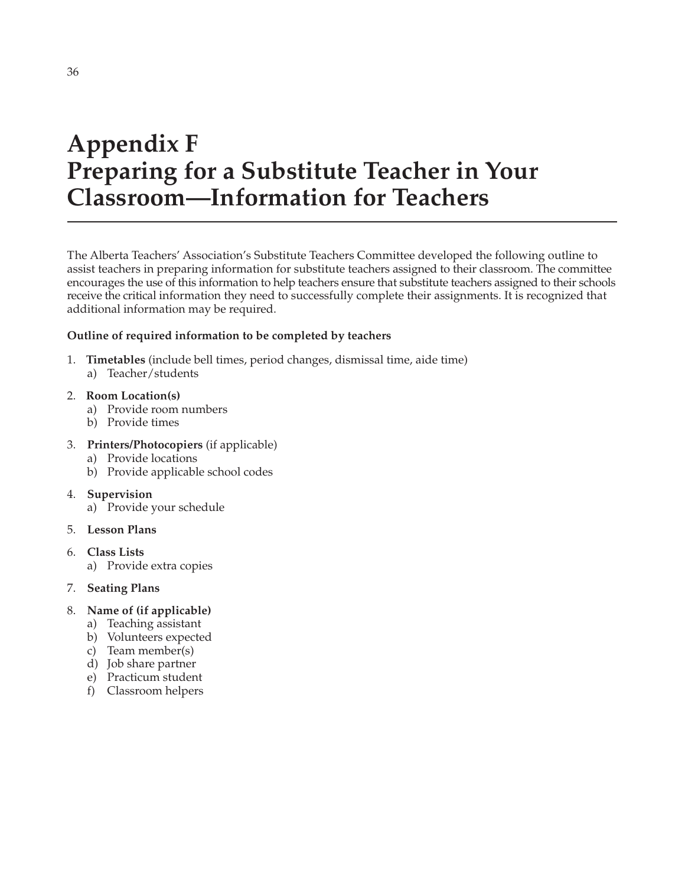# Appendix F
# Preparing for a Substitute Teacher in Your Classroom—Information for Teachers

The Alberta Teachers' Association's Substitute Teachers Committee developed the following outline to assist teachers in preparing information for substitute teachers assigned to their classroom. The committee encourages the use of this information to help teachers ensure that substitute teachers assigned to their schools receive the critical information they need to successfully complete their assignments. It is recognized that additional information may be required.

**Outline of required information to be completed by teachers**

1. **Timetables** (include bell times, period changes, dismissal time, aide time)
   a) Teacher/students
2. **Room Location(s)**
   a) Provide room numbers
   b) Provide times
3. **Printers/Photocopiers** (if applicable)
   a) Provide locations
   b) Provide applicable school codes
4. **Supervision**
   a) Provide your schedule
5. **Lesson Plans**
6. **Class Lists**
   a) Provide extra copies
7. **Seating Plans**
8. **Name of (if applicable)**
   a) Teaching assistant
   b) Volunteers expected
   c) Team member(s)
   d) Job share partner
   e) Practicum student
   f) Classroom helpers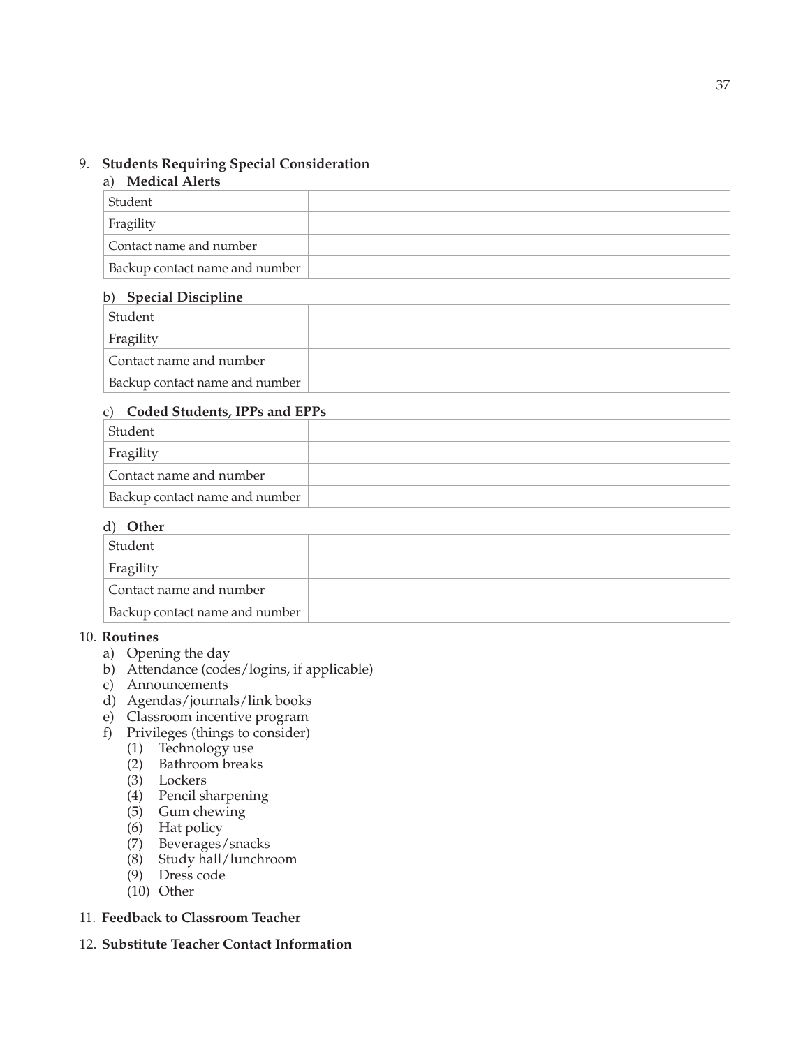9. **Students Requiring Special Consideration**

   a) **Medical Alerts**

| Student | |
|---|---|
| Fragility | |
| Contact name and number | |
| Backup contact name and number | |

   b) **Special Discipline**

| Student | |
|---|---|
| Fragility | |
| Contact name and number | |
| Backup contact name and number | |

   c) **Coded Students, IPPs and EPPs**

| Student | |
|---|---|
| Fragility | |
| Contact name and number | |
| Backup contact name and number | |

   d) **Other**

| Student | |
|---|---|
| Fragility | |
| Contact name and number | |
| Backup contact name and number | |

10. **Routines**
    a) Opening the day
    b) Attendance (codes/logins, if applicable)
    c) Announcements
    d) Agendas/journals/link books
    e) Classroom incentive program
    f) Privileges (things to consider)
       (1) Technology use
       (2) Bathroom breaks
       (3) Lockers
       (4) Pencil sharpening
       (5) Gum chewing
       (6) Hat policy
       (7) Beverages/snacks
       (8) Study hall/lunchroom
       (9) Dress code
       (10) Other

11. **Feedback to Classroom Teacher**

12. **Substitute Teacher Contact Information**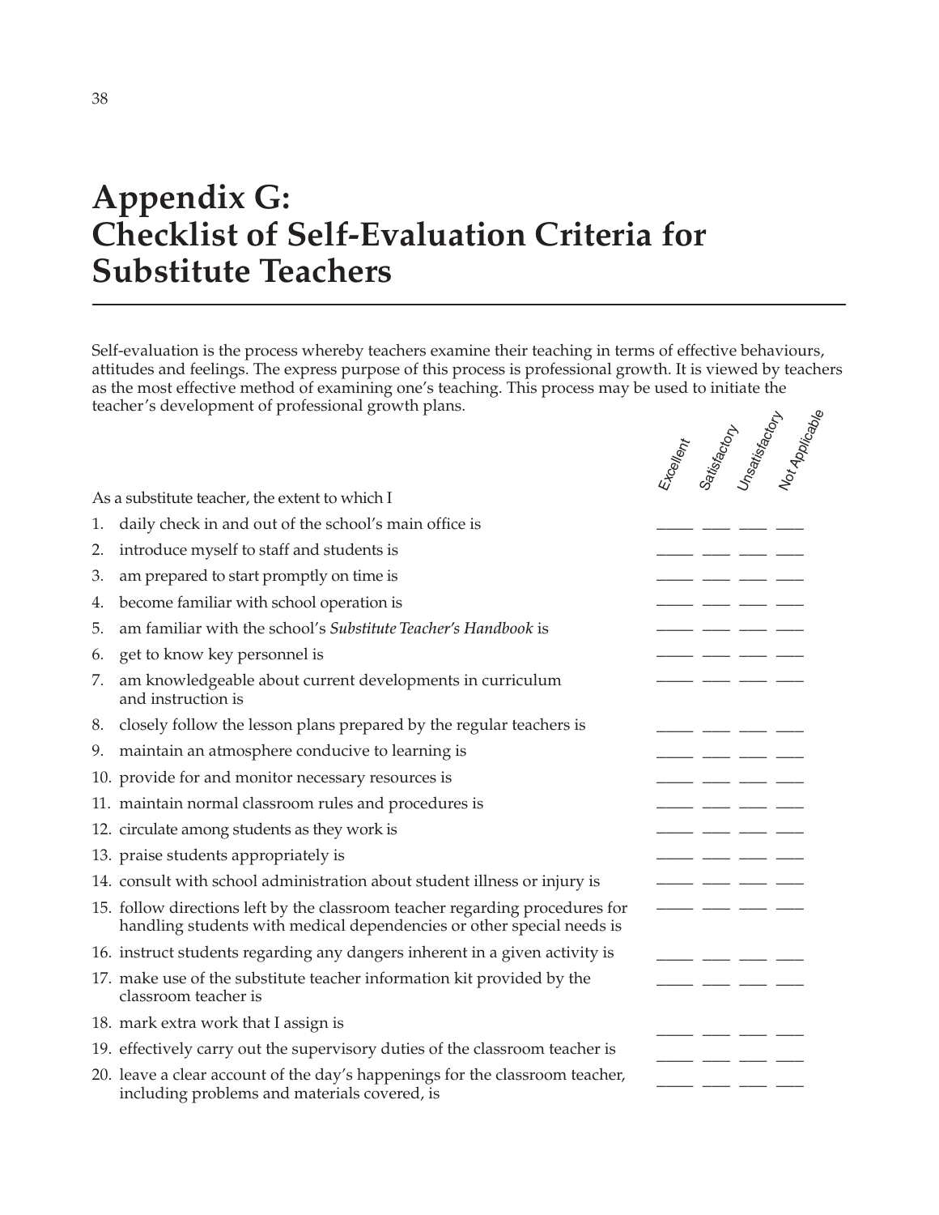# Appendix G: Checklist of Self-Evaluation Criteria for Substitute Teachers

Self-evaluation is the process whereby teachers examine their teaching in terms of effective behaviours, attitudes and feelings. The express purpose of this process is professional growth. It is viewed by teachers as the most effective method of examining one's teaching. This process may be used to initiate the teacher's development of professional growth plans.

| As a substitute teacher, the extent to which I | Excellent | Satisfactory | Unsatisfactory | Not Applicable |
|---|---|---|---|---|
| 1. daily check in and out of the school's main office is | ____ | ____ | ____ | ____ |
| 2. introduce myself to staff and students is | ____ | ____ | ____ | ____ |
| 3. am prepared to start promptly on time is | ____ | ____ | ____ | ____ |
| 4. become familiar with school operation is | ____ | ____ | ____ | ____ |
| 5. am familiar with the school's *Substitute Teacher's Handbook* is | ____ | ____ | ____ | ____ |
| 6. get to know key personnel is | ____ | ____ | ____ | ____ |
| 7. am knowledgeable about current developments in curriculum and instruction is | ____ | ____ | ____ | ____ |
| 8. closely follow the lesson plans prepared by the regular teachers is | ____ | ____ | ____ | ____ |
| 9. maintain an atmosphere conducive to learning is | ____ | ____ | ____ | ____ |
| 10. provide for and monitor necessary resources is | ____ | ____ | ____ | ____ |
| 11. maintain normal classroom rules and procedures is | ____ | ____ | ____ | ____ |
| 12. circulate among students as they work is | ____ | ____ | ____ | ____ |
| 13. praise students appropriately is | ____ | ____ | ____ | ____ |
| 14. consult with school administration about student illness or injury is | ____ | ____ | ____ | ____ |
| 15. follow directions left by the classroom teacher regarding procedures for handling students with medical dependencies or other special needs is | ____ | ____ | ____ | ____ |
| 16. instruct students regarding any dangers inherent in a given activity is | ____ | ____ | ____ | ____ |
| 17. make use of the substitute teacher information kit provided by the classroom teacher is | ____ | ____ | ____ | ____ |
| 18. mark extra work that I assign is | ____ | ____ | ____ | ____ |
| 19. effectively carry out the supervisory duties of the classroom teacher is | ____ | ____ | ____ | ____ |
| 20. leave a clear account of the day's happenings for the classroom teacher, including problems and materials covered, is | ____ | ____ | ____ | ____ |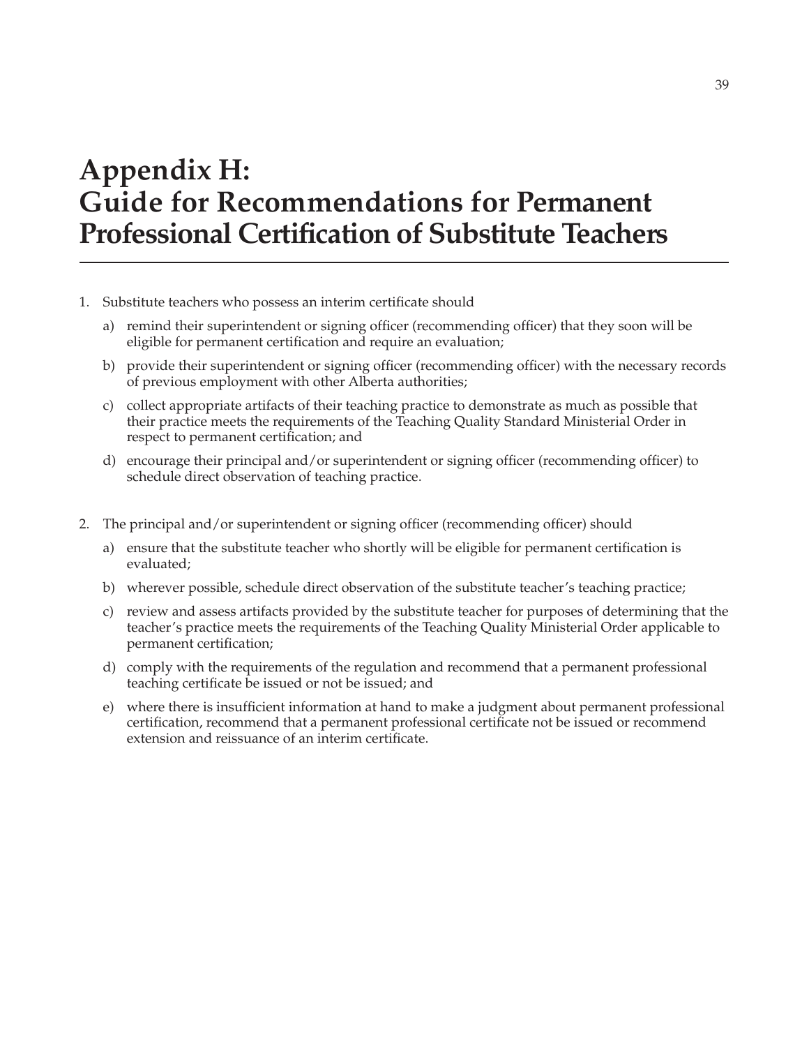# Appendix H: Guide for Recommendations for Permanent Professional Certification of Substitute Teachers

1. Substitute teachers who possess an interim certificate should
   a) remind their superintendent or signing officer (recommending officer) that they soon will be eligible for permanent certification and require an evaluation;
   b) provide their superintendent or signing officer (recommending officer) with the necessary records of previous employment with other Alberta authorities;
   c) collect appropriate artifacts of their teaching practice to demonstrate as much as possible that their practice meets the requirements of the Teaching Quality Standard Ministerial Order in respect to permanent certification; and
   d) encourage their principal and/or superintendent or signing officer (recommending officer) to schedule direct observation of teaching practice.

2. The principal and/or superintendent or signing officer (recommending officer) should
   a) ensure that the substitute teacher who shortly will be eligible for permanent certification is evaluated;
   b) wherever possible, schedule direct observation of the substitute teacher's teaching practice;
   c) review and assess artifacts provided by the substitute teacher for purposes of determining that the teacher's practice meets the requirements of the Teaching Quality Ministerial Order applicable to permanent certification;
   d) comply with the requirements of the regulation and recommend that a permanent professional teaching certificate be issued or not be issued; and
   e) where there is insufficient information at hand to make a judgment about permanent professional certification, recommend that a permanent professional certificate not be issued or recommend extension and reissuance of an interim certificate.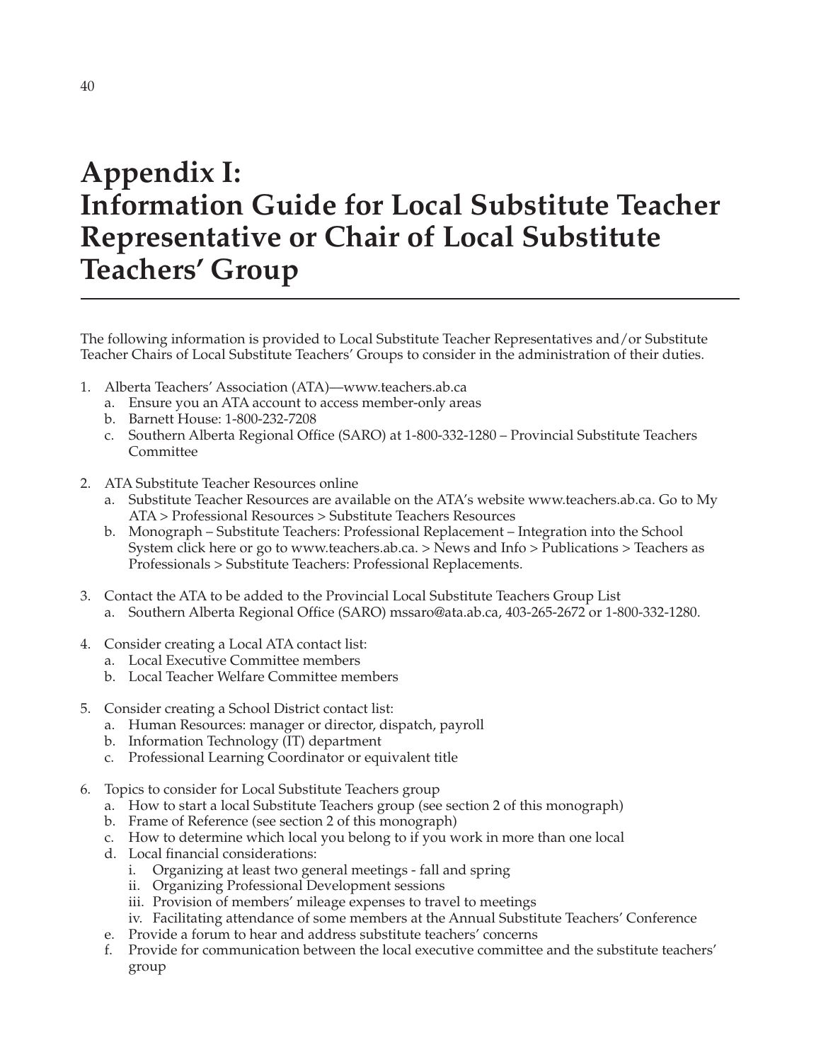# Appendix I: Information Guide for Local Substitute Teacher Representative or Chair of Local Substitute Teachers' Group

The following information is provided to Local Substitute Teacher Representatives and/or Substitute Teacher Chairs of Local Substitute Teachers' Groups to consider in the administration of their duties.

1. Alberta Teachers' Association (ATA)—www.teachers.ab.ca
   a. Ensure you an ATA account to access member-only areas
   b. Barnett House: 1-800-232-7208
   c. Southern Alberta Regional Office (SARO) at 1-800-332-1280 – Provincial Substitute Teachers Committee

2. ATA Substitute Teacher Resources online
   a. Substitute Teacher Resources are available on the ATA's website www.teachers.ab.ca. Go to My ATA > Professional Resources > Substitute Teachers Resources
   b. Monograph – Substitute Teachers: Professional Replacement – Integration into the School System click here or go to www.teachers.ab.ca. > News and Info > Publications > Teachers as Professionals > Substitute Teachers: Professional Replacements.

3. Contact the ATA to be added to the Provincial Local Substitute Teachers Group List
   a. Southern Alberta Regional Office (SARO) mssaro@ata.ab.ca, 403-265-2672 or 1-800-332-1280.

4. Consider creating a Local ATA contact list:
   a. Local Executive Committee members
   b. Local Teacher Welfare Committee members

5. Consider creating a School District contact list:
   a. Human Resources: manager or director, dispatch, payroll
   b. Information Technology (IT) department
   c. Professional Learning Coordinator or equivalent title

6. Topics to consider for Local Substitute Teachers group
   a. How to start a local Substitute Teachers group (see section 2 of this monograph)
   b. Frame of Reference (see section 2 of this monograph)
   c. How to determine which local you belong to if you work in more than one local
   d. Local financial considerations:
      i. Organizing at least two general meetings - fall and spring
      ii. Organizing Professional Development sessions
      iii. Provision of members' mileage expenses to travel to meetings
      iv. Facilitating attendance of some members at the Annual Substitute Teachers' Conference
   e. Provide a forum to hear and address substitute teachers' concerns
   f. Provide for communication between the local executive committee and the substitute teachers' group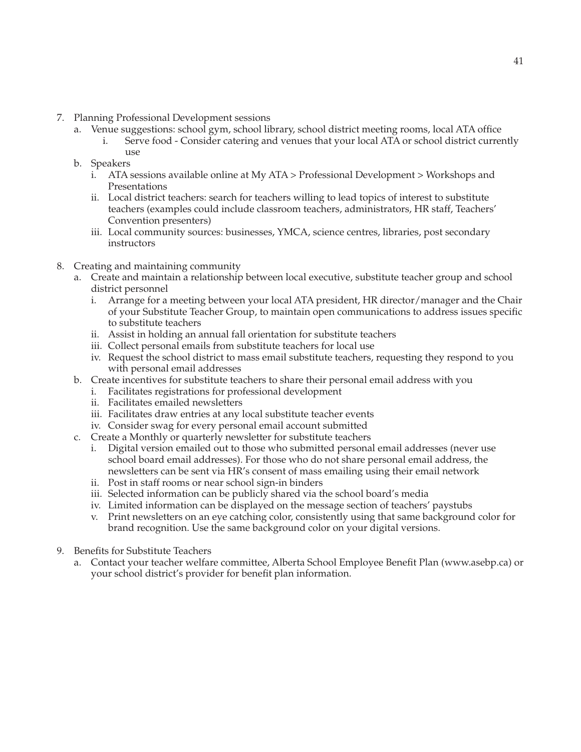7. Planning Professional Development sessions
   a. Venue suggestions: school gym, school library, school district meeting rooms, local ATA office
      i. Serve food - Consider catering and venues that your local ATA or school district currently use
   b. Speakers
      i. ATA sessions available online at My ATA > Professional Development > Workshops and Presentations
      ii. Local district teachers: search for teachers willing to lead topics of interest to substitute teachers (examples could include classroom teachers, administrators, HR staff, Teachers' Convention presenters)
      iii. Local community sources: businesses, YMCA, science centres, libraries, post secondary instructors

8. Creating and maintaining community
   a. Create and maintain a relationship between local executive, substitute teacher group and school district personnel
      i. Arrange for a meeting between your local ATA president, HR director/manager and the Chair of your Substitute Teacher Group, to maintain open communications to address issues specific to substitute teachers
      ii. Assist in holding an annual fall orientation for substitute teachers
      iii. Collect personal emails from substitute teachers for local use
      iv. Request the school district to mass email substitute teachers, requesting they respond to you with personal email addresses
   b. Create incentives for substitute teachers to share their personal email address with you
      i. Facilitates registrations for professional development
      ii. Facilitates emailed newsletters
      iii. Facilitates draw entries at any local substitute teacher events
      iv. Consider swag for every personal email account submitted
   c. Create a Monthly or quarterly newsletter for substitute teachers
      i. Digital version emailed out to those who submitted personal email addresses (never use school board email addresses). For those who do not share personal email address, the newsletters can be sent via HR's consent of mass emailing using their email network
      ii. Post in staff rooms or near school sign-in binders
      iii. Selected information can be publicly shared via the school board's media
      iv. Limited information can be displayed on the message section of teachers' paystubs
      v. Print newsletters on an eye catching color, consistently using that same background color for brand recognition. Use the same background color on your digital versions.

9. Benefits for Substitute Teachers
   a. Contact your teacher welfare committee, Alberta School Employee Benefit Plan (www.asebp.ca) or your school district's provider for benefit plan information.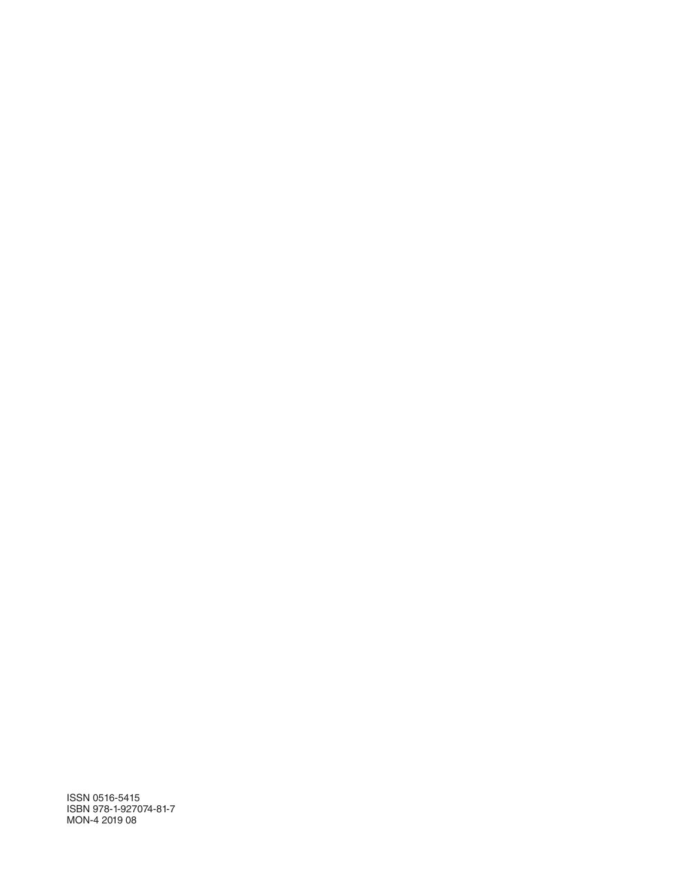ISSN 0516-5415
ISBN 978-1-927074-81-7
MON-4 2019 08